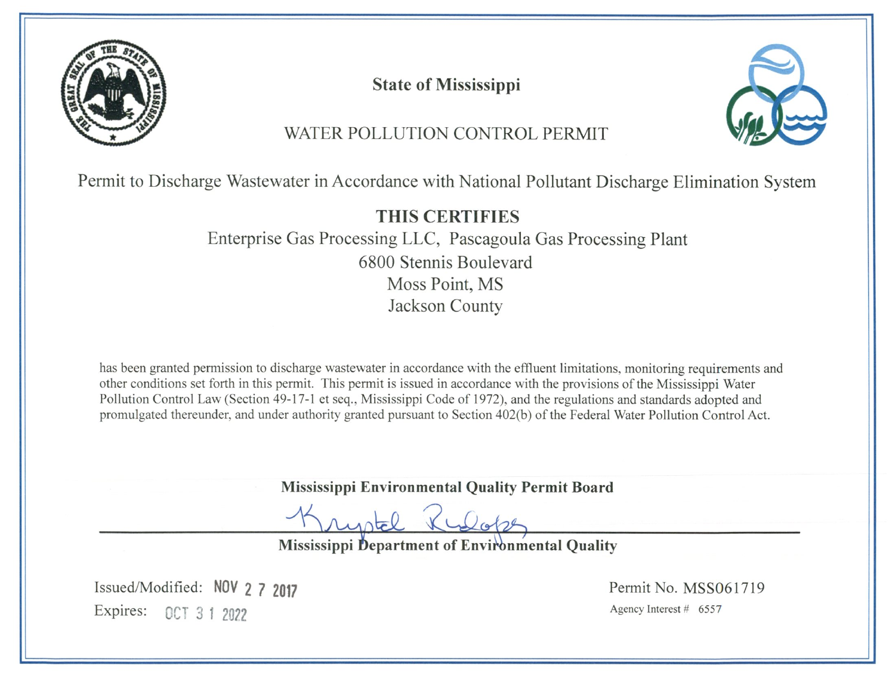# State of Mississippi

## WATER POLLUTION CONTROL PERMIT

Permit to Discharge Wastewater in Accordance with National Pollutant Discharge Elimination System

**THIS CERTIFIES**

Enterprise Gas Processing LLC, Pascagoula Gas Processing Plant
6800 Stennis Boulevard
Moss Point, MS
Jackson County

has been granted permission to discharge wastewater in accordance with the effluent limitations, monitoring requirements and other conditions set forth in this permit. This permit is issued in accordance with the provisions of the Mississippi Water Pollution Control Law (Section 49-17-1 et seq., Mississippi Code of 1972), and the regulations and standards adopted and promulgated thereunder, and under authority granted pursuant to Section 402(b) of the Federal Water Pollution Control Act.

**Mississippi Environmental Quality Permit Board**

Krystal Rudolph

**Mississippi Department of Environmental Quality**

Issued/Modified: NOV 27 2017

Expires: OCT 31 2022

Permit No. MSS061719

Agency Interest # 6557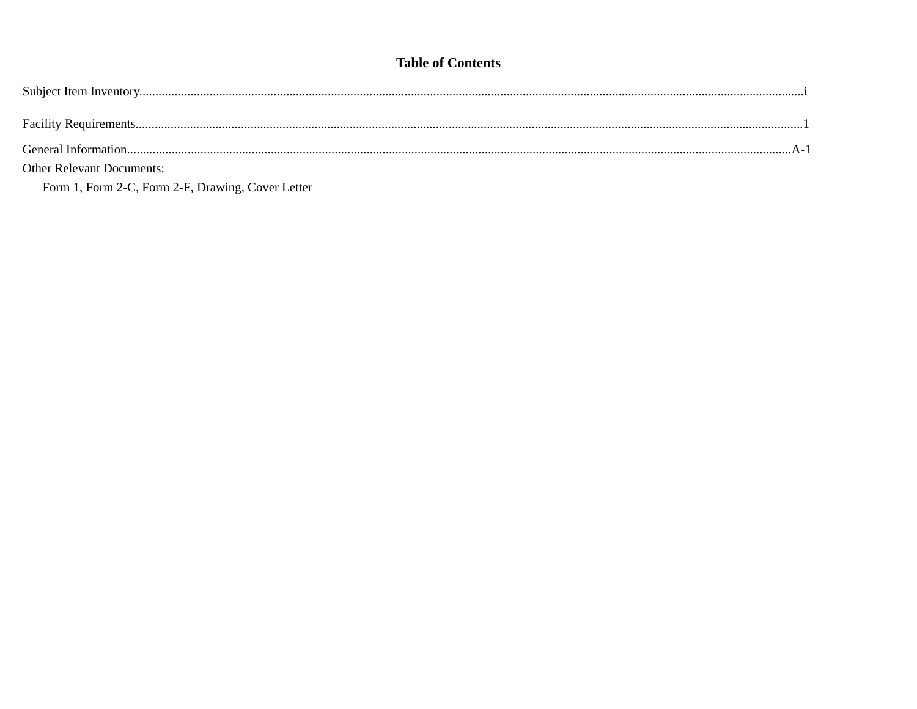# Table of Contents

Subject Item Inventory....................i

Facility Requirements....................1

General Information....................A-1

Other Relevant Documents:

Form 1, Form 2-C, Form 2-F, Drawing, Cover Letter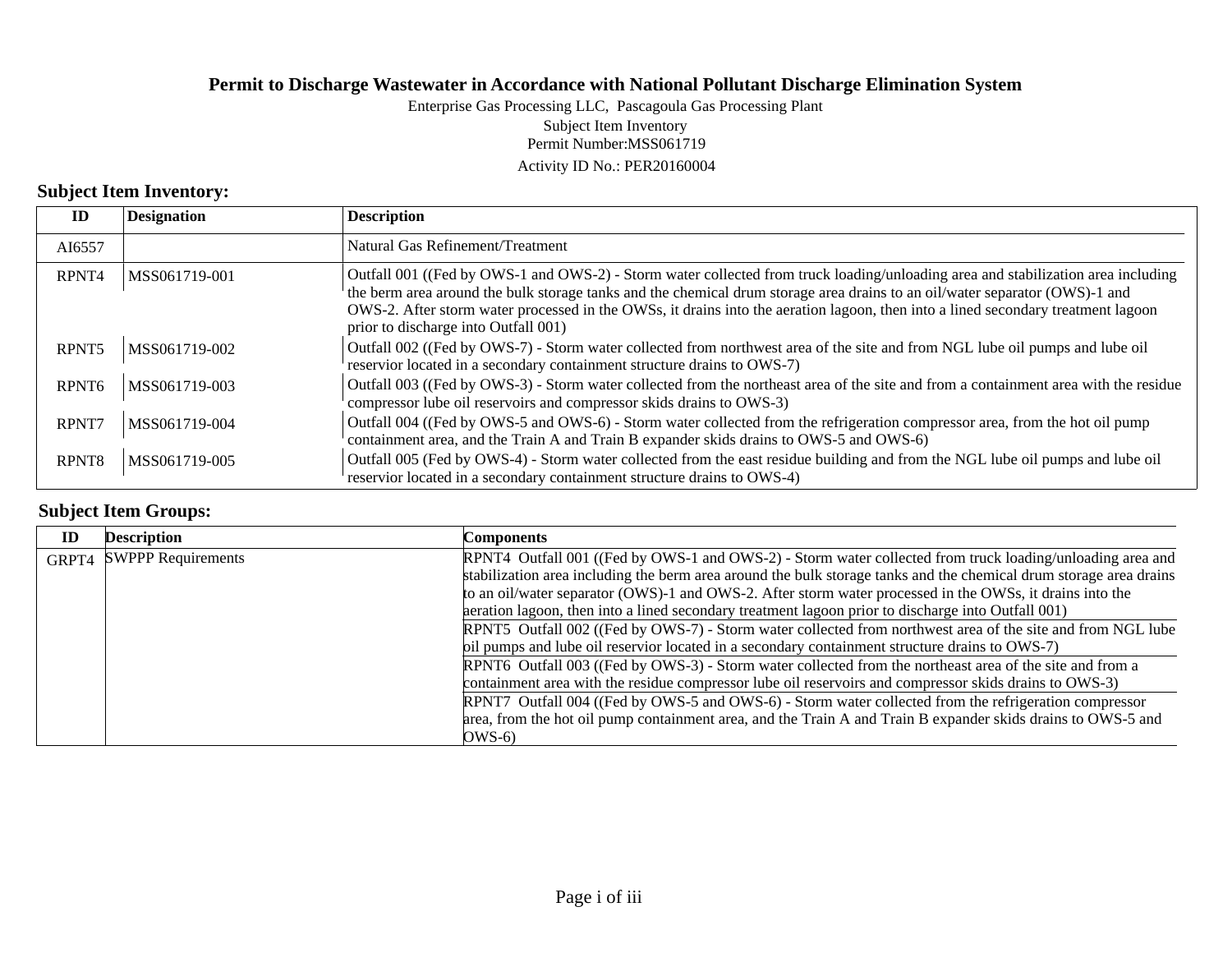# Permit to Discharge Wastewater in Accordance with National Pollutant Discharge Elimination System

Enterprise Gas Processing LLC, Pascagoula Gas Processing Plant
Subject Item Inventory
Permit Number:MSS061719
Activity ID No.: PER20160004

## Subject Item Inventory:

| ID | Designation | Description |
|---|---|---|
| AI6557 | | Natural Gas Refinement/Treatment |
| RPNT4 | MSS061719-001 | Outfall 001 ((Fed by OWS-1 and OWS-2) - Storm water collected from truck loading/unloading area and stabilization area including the berm area around the bulk storage tanks and the chemical drum storage area drains to an oil/water separator (OWS)-1 and OWS-2. After storm water processed in the OWSs, it drains into the aeration lagoon, then into a lined secondary treatment lagoon prior to discharge into Outfall 001) |
| RPNT5 | MSS061719-002 | Outfall 002 ((Fed by OWS-7) - Storm water collected from northwest area of the site and from NGL lube oil pumps and lube oil reservior located in a secondary containment structure drains to OWS-7) |
| RPNT6 | MSS061719-003 | Outfall 003 ((Fed by OWS-3) - Storm water collected from the northeast area of the site and from a containment area with the residue compressor lube oil reservoirs and compressor skids drains to OWS-3) |
| RPNT7 | MSS061719-004 | Outfall 004 ((Fed by OWS-5 and OWS-6) - Storm water collected from the refrigeration compressor area, from the hot oil pump containment area, and the Train A and Train B expander skids drains to OWS-5 and OWS-6) |
| RPNT8 | MSS061719-005 | Outfall 005 (Fed by OWS-4) - Storm water collected from the east residue building and from the NGL lube oil pumps and lube oil reservior located in a secondary containment structure drains to OWS-4) |

## Subject Item Groups:

| ID | Description | Components |
|---|---|---|
| GRPT4 | SWPPP Requirements | RPNT4 Outfall 001 ((Fed by OWS-1 and OWS-2) - Storm water collected from truck loading/unloading area and stabilization area including the berm area around the bulk storage tanks and the chemical drum storage area drains to an oil/water separator (OWS)-1 and OWS-2. After storm water processed in the OWSs, it drains into the aeration lagoon, then into a lined secondary treatment lagoon prior to discharge into Outfall 001) |
| | | RPNT5 Outfall 002 ((Fed by OWS-7) - Storm water collected from northwest area of the site and from NGL lube oil pumps and lube oil reservior located in a secondary containment structure drains to OWS-7) |
| | | RPNT6 Outfall 003 ((Fed by OWS-3) - Storm water collected from the northeast area of the site and from a containment area with the residue compressor lube oil reservoirs and compressor skids drains to OWS-3) |
| | | RPNT7 Outfall 004 ((Fed by OWS-5 and OWS-6) - Storm water collected from the refrigeration compressor area, from the hot oil pump containment area, and the Train A and Train B expander skids drains to OWS-5 and OWS-6) |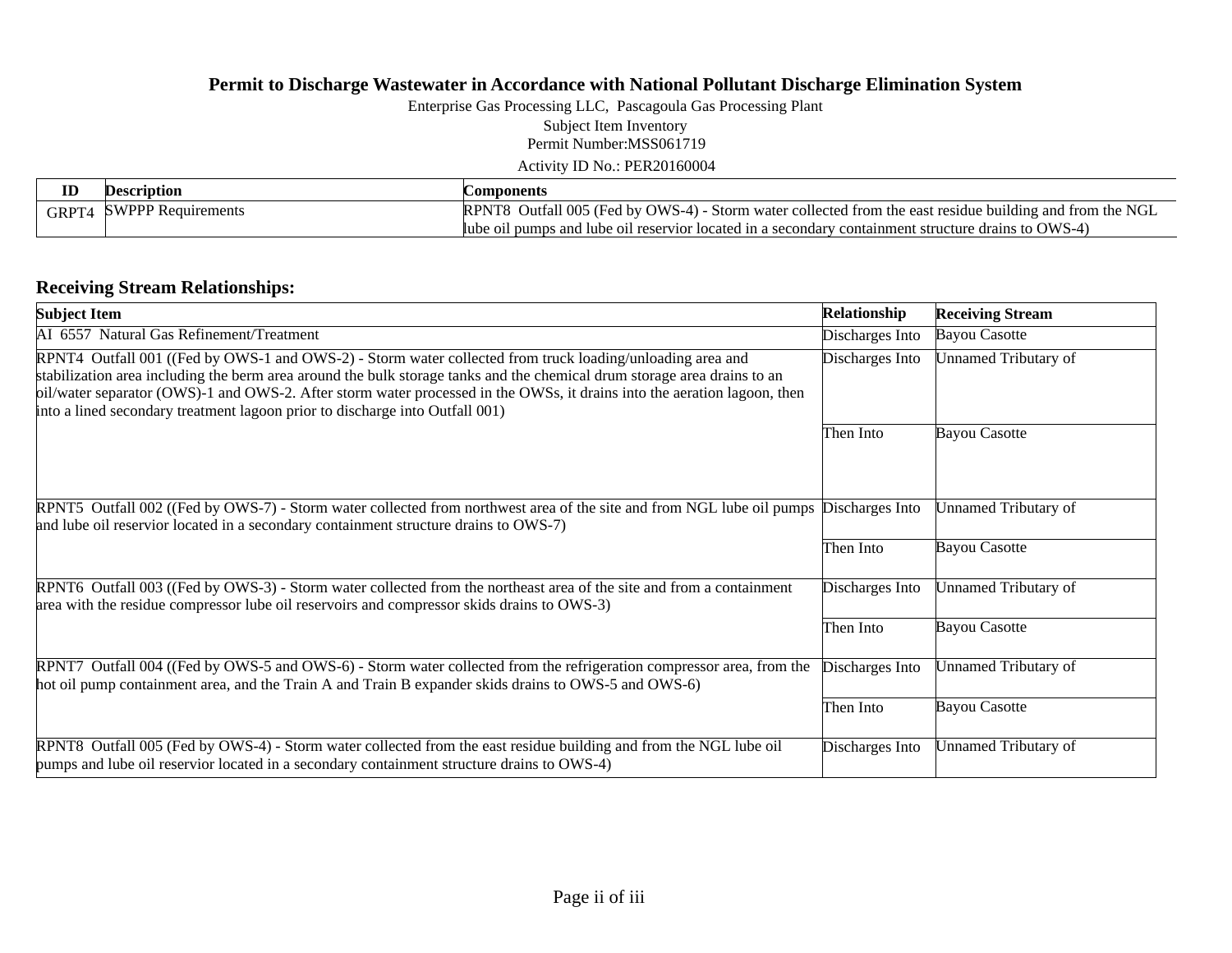# Permit to Discharge Wastewater in Accordance with National Pollutant Discharge Elimination System

Enterprise Gas Processing LLC, Pascagoula Gas Processing Plant

Subject Item Inventory

Permit Number:MSS061719

Activity ID No.: PER20160004

| ID | Description | Components |
|---|---|---|
| GRPT4 | SWPPP Requirements | RPNT8 Outfall 005 (Fed by OWS-4) - Storm water collected from the east residue building and from the NGL lube oil pumps and lube oil reservior located in a secondary containment structure drains to OWS-4) |

## Receiving Stream Relationships:

| Subject Item | Relationship | Receiving Stream |
|---|---|---|
| AI 6557 Natural Gas Refinement/Treatment | Discharges Into | Bayou Casotte |
| RPNT4 Outfall 001 ((Fed by OWS-1 and OWS-2) - Storm water collected from truck loading/unloading area and stabilization area including the berm area around the bulk storage tanks and the chemical drum storage area drains to an oil/water separator (OWS)-1 and OWS-2. After storm water processed in the OWSs, it drains into the aeration lagoon, then into a lined secondary treatment lagoon prior to discharge into Outfall 001) | Discharges Into | Unnamed Tributary of |
| | Then Into | Bayou Casotte |
| RPNT5 Outfall 002 ((Fed by OWS-7) - Storm water collected from northwest area of the site and from NGL lube oil pumps and lube oil reservior located in a secondary containment structure drains to OWS-7) | Discharges Into | Unnamed Tributary of |
| | Then Into | Bayou Casotte |
| RPNT6 Outfall 003 ((Fed by OWS-3) - Storm water collected from the northeast area of the site and from a containment area with the residue compressor lube oil reservoirs and compressor skids drains to OWS-3) | Discharges Into | Unnamed Tributary of |
| | Then Into | Bayou Casotte |
| RPNT7 Outfall 004 ((Fed by OWS-5 and OWS-6) - Storm water collected from the refrigeration compressor area, from the hot oil pump containment area, and the Train A and Train B expander skids drains to OWS-5 and OWS-6) | Discharges Into | Unnamed Tributary of |
| | Then Into | Bayou Casotte |
| RPNT8 Outfall 005 (Fed by OWS-4) - Storm water collected from the east residue building and from the NGL lube oil pumps and lube oil reservior located in a secondary containment structure drains to OWS-4) | Discharges Into | Unnamed Tributary of |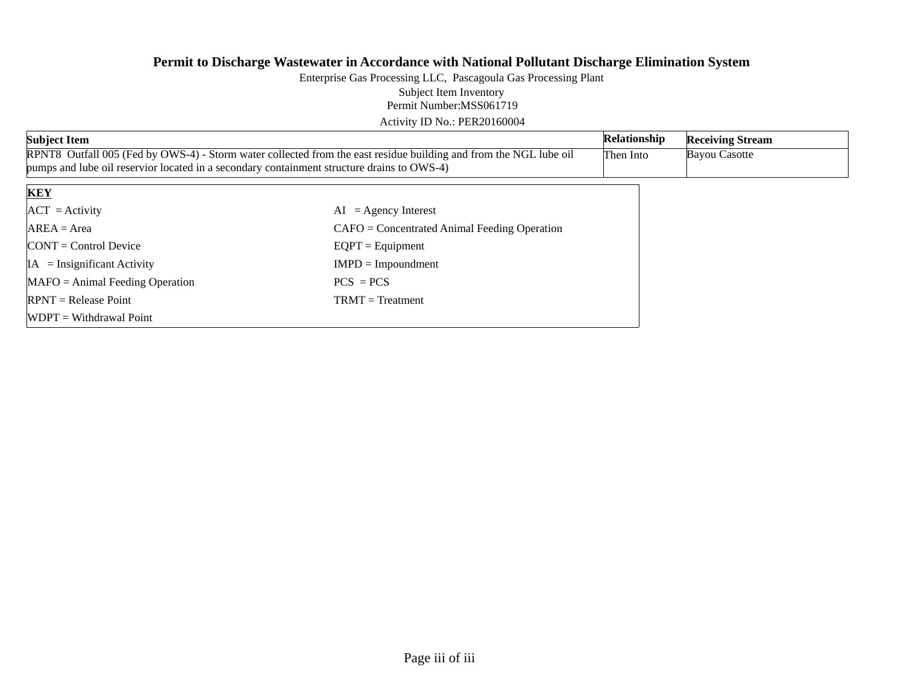**Permit to Discharge Wastewater in Accordance with National Pollutant Discharge Elimination System**

Enterprise Gas Processing LLC, Pascagoula Gas Processing Plant

Subject Item Inventory

Permit Number:MSS061719

Activity ID No.: PER20160004

| Subject Item | Relationship | Receiving Stream |
|---|---|---|
| RPNT8 Outfall 005 (Fed by OWS-4) - Storm water collected from the east residue building and from the NGL lube oil pumps and lube oil reservior located in a secondary containment structure drains to OWS-4) | Then Into | Bayou Casotte |

| **KEY** | |
|---|---|
| ACT = Activity | AI = Agency Interest |
| AREA = Area | CAFO = Concentrated Animal Feeding Operation |
| CONT = Control Device | EQPT = Equipment |
| IA = Insignificant Activity | IMPD = Impoundment |
| MAFO = Animal Feeding Operation | PCS = PCS |
| RPNT = Release Point | TRMT = Treatment |
| WDPT = Withdrawal Point | |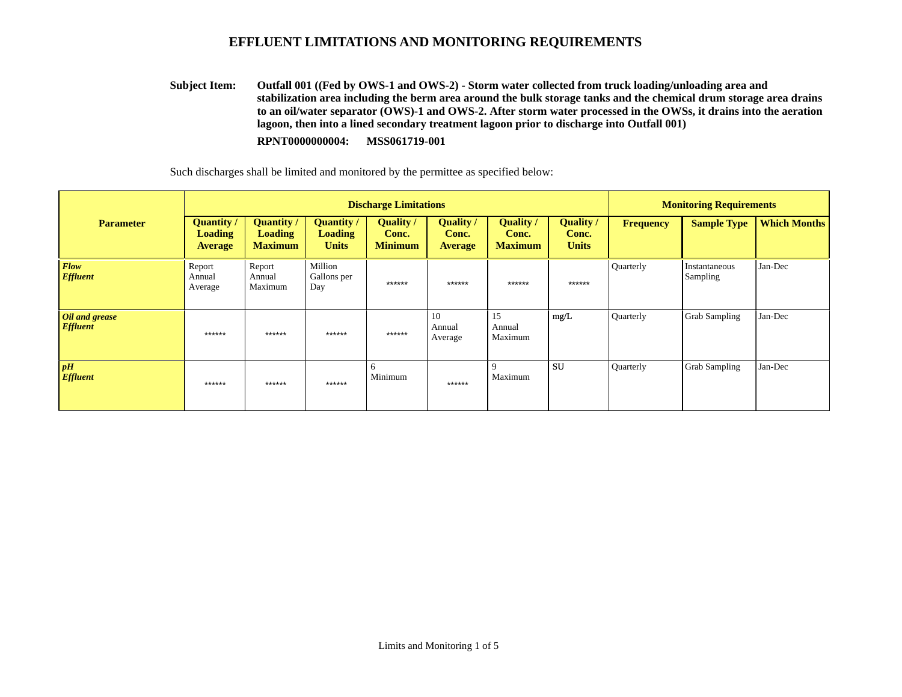# EFFLUENT LIMITATIONS AND MONITORING REQUIREMENTS

**Subject Item:** **Outfall 001 ((Fed by OWS-1 and OWS-2) - Storm water collected from truck loading/unloading area and stabilization area including the berm area around the bulk storage tanks and the chemical drum storage area drains to an oil/water separator (OWS)-1 and OWS-2. After storm water processed in the OWSs, it drains into the aeration lagoon, then into a lined secondary treatment lagoon prior to discharge into Outfall 001)**

**RPNT0000000004: MSS061719-001**

Such discharges shall be limited and monitored by the permittee as specified below:

| Parameter | Discharge Limitations | | | | | | | Monitoring Requirements | | |
|---|---|---|---|---|---|---|---|---|---|---|
| | Quantity / Loading Average | Quantity / Loading Maximum | Quantity / Loading Units | Quality / Conc. Minimum | Quality / Conc. Average | Quality / Conc. Maximum | Quality / Conc. Units | Frequency | Sample Type | Which Months |
| ***Flow Effluent*** | Report Annual Average | Report Annual Maximum | Million Gallons per Day | ****** | ****** | ****** | ****** | Quarterly | Instantaneous Sampling | Jan-Dec |
| ***Oil and grease Effluent*** | ****** | ****** | ****** | ****** | 10 Annual Average | 15 Annual Maximum | mg/L | Quarterly | Grab Sampling | Jan-Dec |
| ***pH Effluent*** | ****** | ****** | ****** | 6 Minimum | ****** | 9 Maximum | SU | Quarterly | Grab Sampling | Jan-Dec |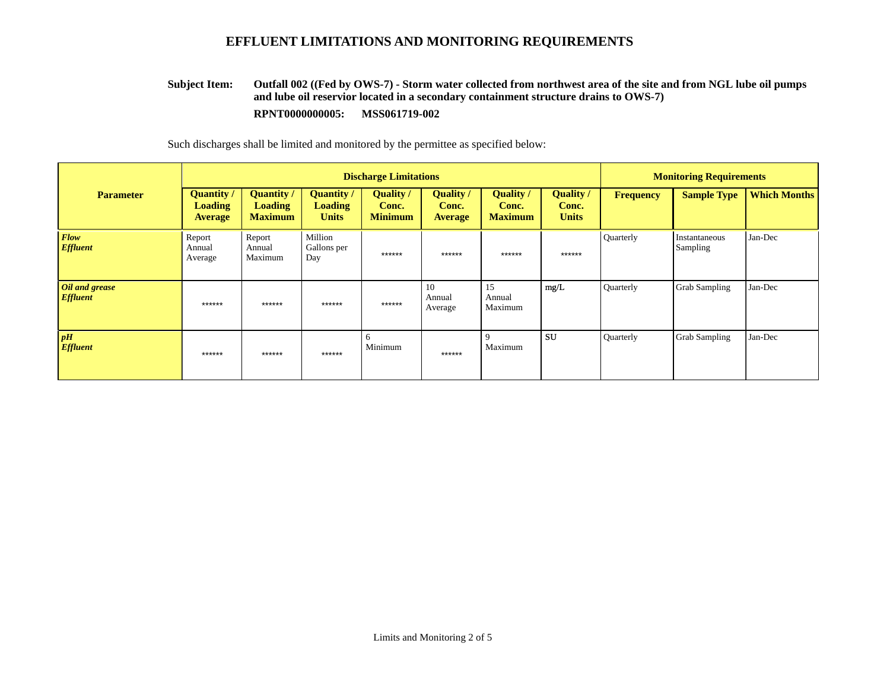# EFFLUENT LIMITATIONS AND MONITORING REQUIREMENTS

**Subject Item:** **Outfall 002 ((Fed by OWS-7) - Storm water collected from northwest area of the site and from NGL lube oil pumps and lube oil reservior located in a secondary containment structure drains to OWS-7)**

**RPNT0000000005: MSS061719-002**

Such discharges shall be limited and monitored by the permittee as specified below:

| Parameter | Discharge Limitations | | | | | | | Monitoring Requirements | | |
|---|---|---|---|---|---|---|---|---|---|---|
| | Quantity / Loading Average | Quantity / Loading Maximum | Quantity / Loading Units | Quality / Conc. Minimum | Quality / Conc. Average | Quality / Conc. Maximum | Quality / Conc. Units | Frequency | Sample Type | Which Months |
| ***Flow Effluent*** | Report Annual Average | Report Annual Maximum | Million Gallons per Day | ****** | ****** | ****** | ****** | Quarterly | Instantaneous Sampling | Jan-Dec |
| ***Oil and grease Effluent*** | ****** | ****** | ****** | ****** | 10 Annual Average | 15 Annual Maximum | mg/L | Quarterly | Grab Sampling | Jan-Dec |
| ***pH Effluent*** | ****** | ****** | ****** | 6 Minimum | ****** | 9 Maximum | SU | Quarterly | Grab Sampling | Jan-Dec |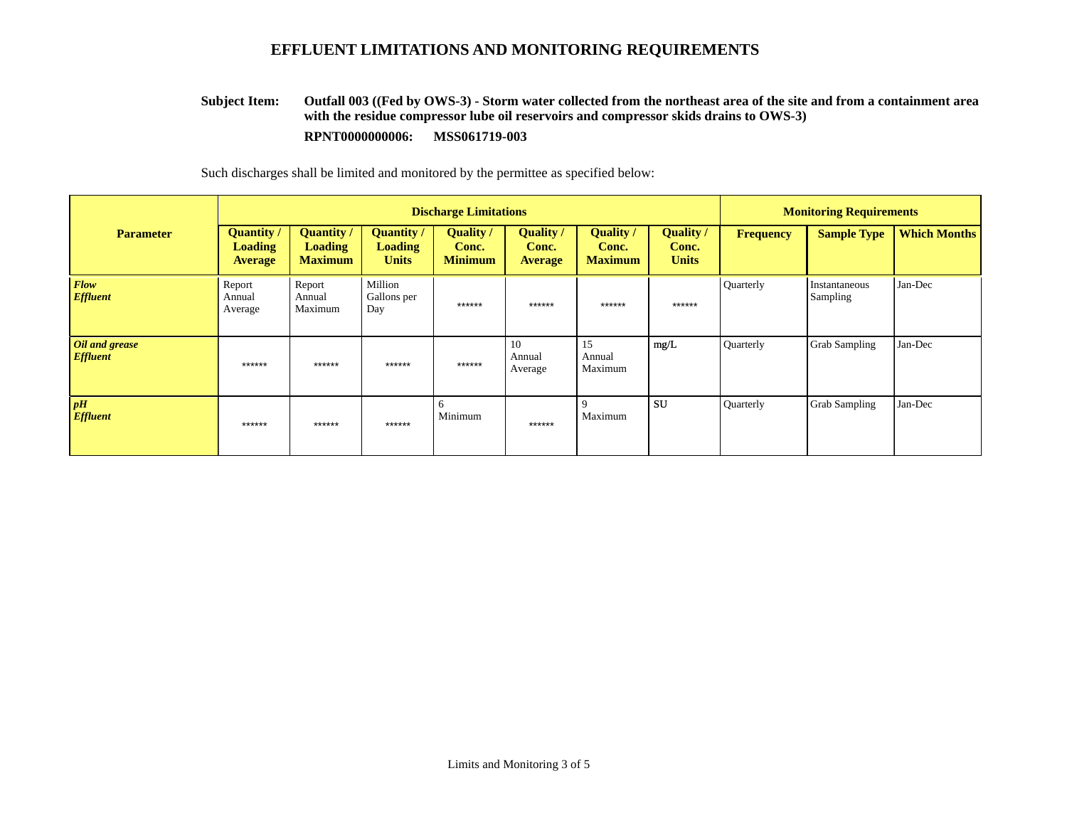# EFFLUENT LIMITATIONS AND MONITORING REQUIREMENTS

**Subject Item:** **Outfall 003 ((Fed by OWS-3) - Storm water collected from the northeast area of the site and from a containment area with the residue compressor lube oil reservoirs and compressor skids drains to OWS-3)**

**RPNT0000000006: MSS061719-003**

Such discharges shall be limited and monitored by the permittee as specified below:

| Parameter | Discharge Limitations | | | | | | | Monitoring Requirements | | |
|---|---|---|---|---|---|---|---|---|---|---|
| | Quantity / Loading Average | Quantity / Loading Maximum | Quantity / Loading Units | Quality / Conc. Minimum | Quality / Conc. Average | Quality / Conc. Maximum | Quality / Conc. Units | Frequency | Sample Type | Which Months |
| ***Flow Effluent*** | Report Annual Average | Report Annual Maximum | Million Gallons per Day | ****** | ****** | ****** | ****** | Quarterly | Instantaneous Sampling | Jan-Dec |
| ***Oil and grease Effluent*** | ****** | ****** | ****** | ****** | 10 Annual Average | 15 Annual Maximum | mg/L | Quarterly | Grab Sampling | Jan-Dec |
| ***pH Effluent*** | ****** | ****** | ****** | 6 Minimum | ****** | 9 Maximum | SU | Quarterly | Grab Sampling | Jan-Dec |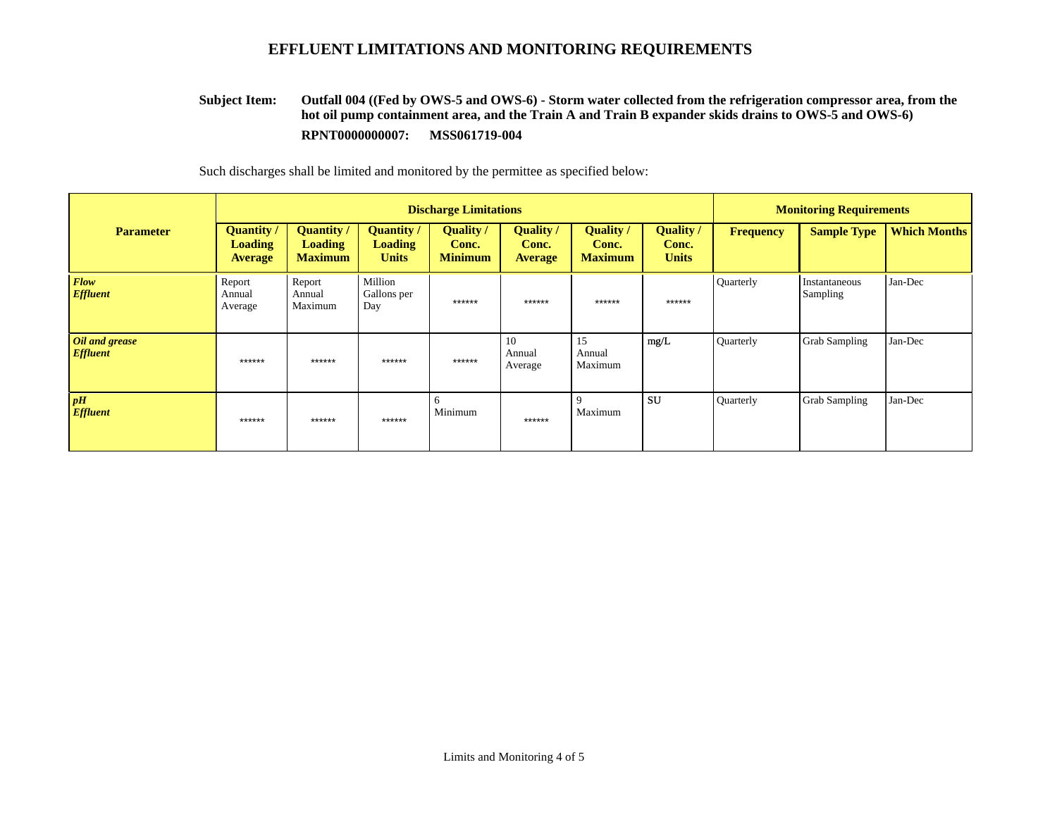# EFFLUENT LIMITATIONS AND MONITORING REQUIREMENTS

**Subject Item:** **Outfall 004 ((Fed by OWS-5 and OWS-6) - Storm water collected from the refrigeration compressor area, from the hot oil pump containment area, and the Train A and Train B expander skids drains to OWS-5 and OWS-6)**

**RPNT0000000007: MSS061719-004**

Such discharges shall be limited and monitored by the permittee as specified below:

| Parameter | Discharge Limitations | | | | | | | Monitoring Requirements | | |
|---|---|---|---|---|---|---|---|---|---|---|
| | Quantity / Loading Average | Quantity / Loading Maximum | Quantity / Loading Units | Quality / Conc. Minimum | Quality / Conc. Average | Quality / Conc. Maximum | Quality / Conc. Units | Frequency | Sample Type | Which Months |
| ***Flow Effluent*** | Report Annual Average | Report Annual Maximum | Million Gallons per Day | ****** | ****** | ****** | ****** | Quarterly | Instantaneous Sampling | Jan-Dec |
| ***Oil and grease Effluent*** | ****** | ****** | ****** | ****** | 10 Annual Average | 15 Annual Maximum | mg/L | Quarterly | Grab Sampling | Jan-Dec |
| ***pH Effluent*** | ****** | ****** | ****** | 6 Minimum | ****** | 9 Maximum | SU | Quarterly | Grab Sampling | Jan-Dec |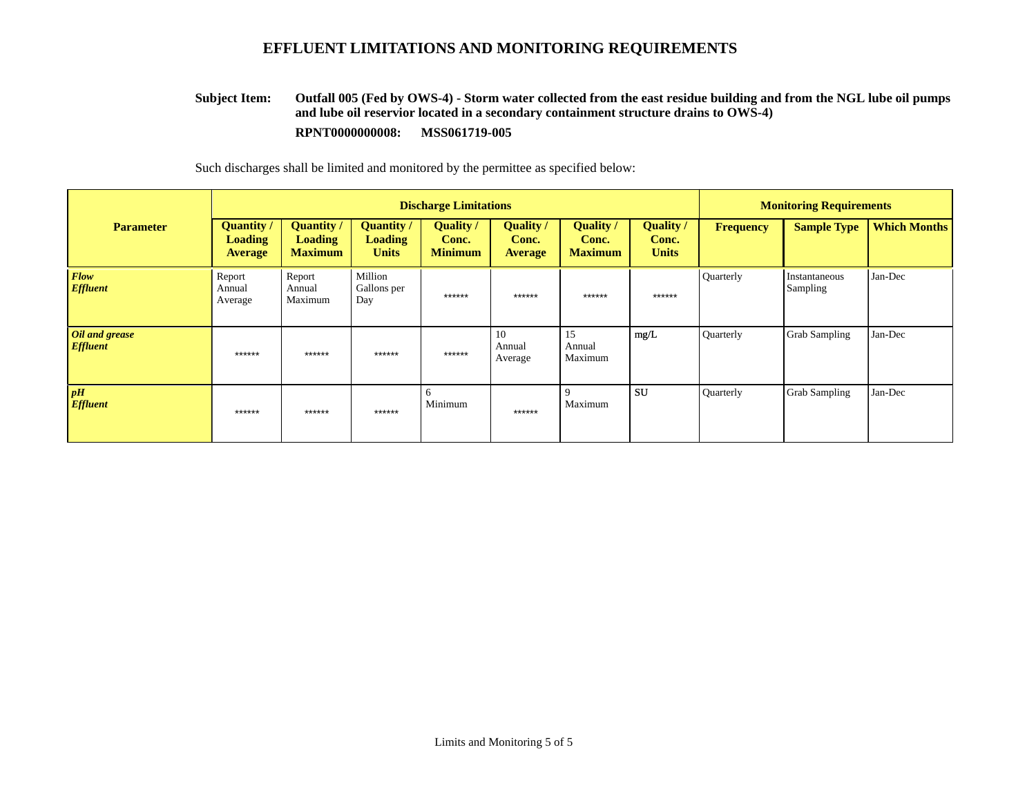# EFFLUENT LIMITATIONS AND MONITORING REQUIREMENTS

**Subject Item:** **Outfall 005 (Fed by OWS-4) - Storm water collected from the east residue building and from the NGL lube oil pumps and lube oil reservior located in a secondary containment structure drains to OWS-4)**

**RPNT0000000008: MSS061719-005**

Such discharges shall be limited and monitored by the permittee as specified below:

| Parameter | Discharge Limitations | | | | | | | Monitoring Requirements | | |
|---|---|---|---|---|---|---|---|---|---|---|
| | Quantity / Loading Average | Quantity / Loading Maximum | Quantity / Loading Units | Quality / Conc. Minimum | Quality / Conc. Average | Quality / Conc. Maximum | Quality / Conc. Units | Frequency | Sample Type | Which Months |
| ***Flow Effluent*** | Report Annual Average | Report Annual Maximum | Million Gallons per Day | ****** | ****** | ****** | ****** | Quarterly | Instantaneous Sampling | Jan-Dec |
| ***Oil and grease Effluent*** | ****** | ****** | ****** | ****** | 10 Annual Average | 15 Annual Maximum | mg/L | Quarterly | Grab Sampling | Jan-Dec |
| ***pH Effluent*** | ****** | ****** | ****** | 6 Minimum | ****** | 9 Maximum | SU | Quarterly | Grab Sampling | Jan-Dec |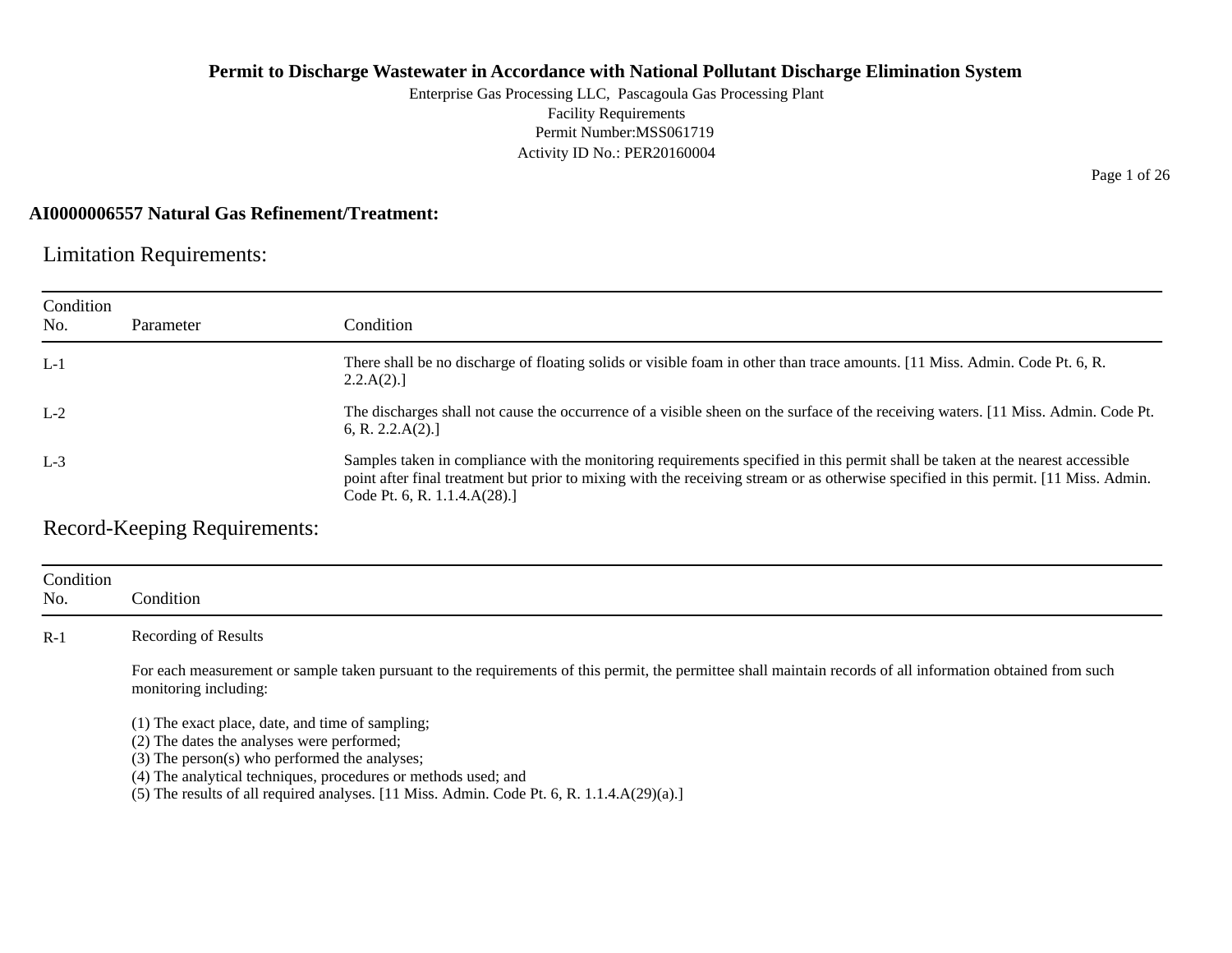**Permit to Discharge Wastewater in Accordance with National Pollutant Discharge Elimination System**

Enterprise Gas Processing LLC, Pascagoula Gas Processing Plant
Facility Requirements
Permit Number:MSS061719
Activity ID No.: PER20160004

**AI0000006557 Natural Gas Refinement/Treatment:**

## Limitation Requirements:

| Condition No. | Parameter | Condition |
|---|---|---|
| L-1 | | There shall be no discharge of floating solids or visible foam in other than trace amounts. [11 Miss. Admin. Code Pt. 6, R. 2.2.A(2).] |
| L-2 | | The discharges shall not cause the occurrence of a visible sheen on the surface of the receiving waters. [11 Miss. Admin. Code Pt. 6, R. 2.2.A(2).] |
| L-3 | | Samples taken in compliance with the monitoring requirements specified in this permit shall be taken at the nearest accessible point after final treatment but prior to mixing with the receiving stream or as otherwise specified in this permit. [11 Miss. Admin. Code Pt. 6, R. 1.1.4.A(28).] |

## Record-Keeping Requirements:

| Condition No. | Condition |
|---|---|
| R-1 | Recording of Results<br><br>For each measurement or sample taken pursuant to the requirements of this permit, the permittee shall maintain records of all information obtained from such monitoring including:<br><br>(1) The exact place, date, and time of sampling;<br>(2) The dates the analyses were performed;<br>(3) The person(s) who performed the analyses;<br>(4) The analytical techniques, procedures or methods used; and<br>(5) The results of all required analyses. [11 Miss. Admin. Code Pt. 6, R. 1.1.4.A(29)(a).] |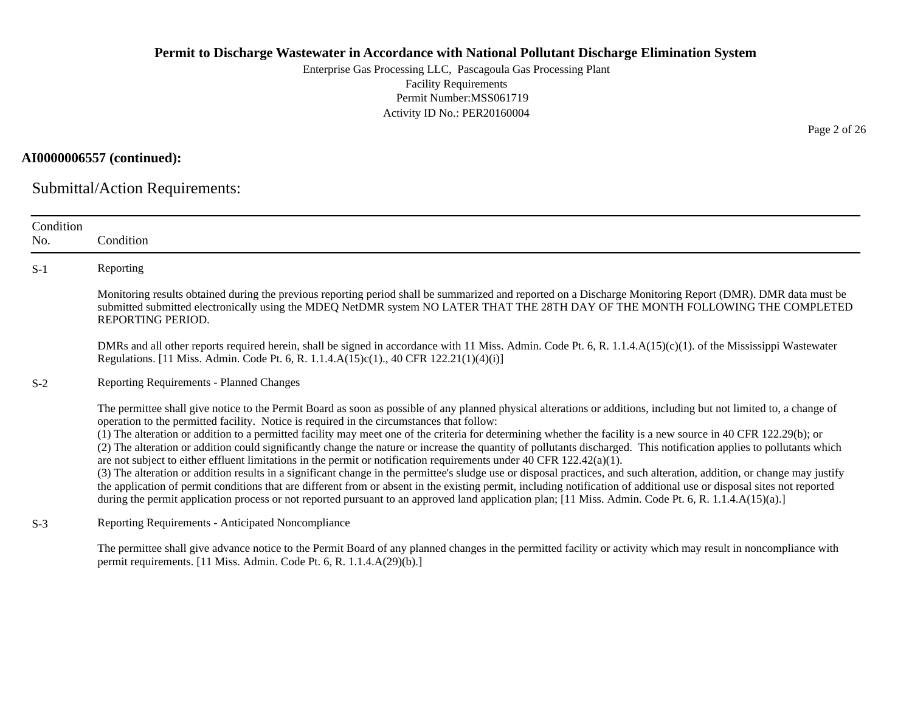**AI0000006557 (continued):**

## Submittal/Action Requirements:

| Condition No. | Condition |
|---|---|
| S-1 | Reporting<br><br>Monitoring results obtained during the previous reporting period shall be summarized and reported on a Discharge Monitoring Report (DMR). DMR data must be submitted submitted electronically using the MDEQ NetDMR system NO LATER THAT THE 28TH DAY OF THE MONTH FOLLOWING THE COMPLETED REPORTING PERIOD.<br><br>DMRs and all other reports required herein, shall be signed in accordance with 11 Miss. Admin. Code Pt. 6, R. 1.1.4.A(15)(c)(1). of the Mississippi Wastewater Regulations. [11 Miss. Admin. Code Pt. 6, R. 1.1.4.A(15)c(1)., 40 CFR 122.21(1)(4)(i)] |
| S-2 | Reporting Requirements - Planned Changes<br><br>The permittee shall give notice to the Permit Board as soon as possible of any planned physical alterations or additions, including but not limited to, a change of operation to the permitted facility. Notice is required in the circumstances that follow:<br>(1) The alteration or addition to a permitted facility may meet one of the criteria for determining whether the facility is a new source in 40 CFR 122.29(b); or<br>(2) The alteration or addition could significantly change the nature or increase the quantity of pollutants discharged. This notification applies to pollutants which are not subject to either effluent limitations in the permit or notification requirements under 40 CFR 122.42(a)(1).<br>(3) The alteration or addition results in a significant change in the permittee's sludge use or disposal practices, and such alteration, addition, or change may justify the application of permit conditions that are different from or absent in the existing permit, including notification of additional use or disposal sites not reported during the permit application process or not reported pursuant to an approved land application plan; [11 Miss. Admin. Code Pt. 6, R. 1.1.4.A(15)(a).] |
| S-3 | Reporting Requirements - Anticipated Noncompliance<br><br>The permittee shall give advance notice to the Permit Board of any planned changes in the permitted facility or activity which may result in noncompliance with permit requirements. [11 Miss. Admin. Code Pt. 6, R. 1.1.4.A(29)(b).] |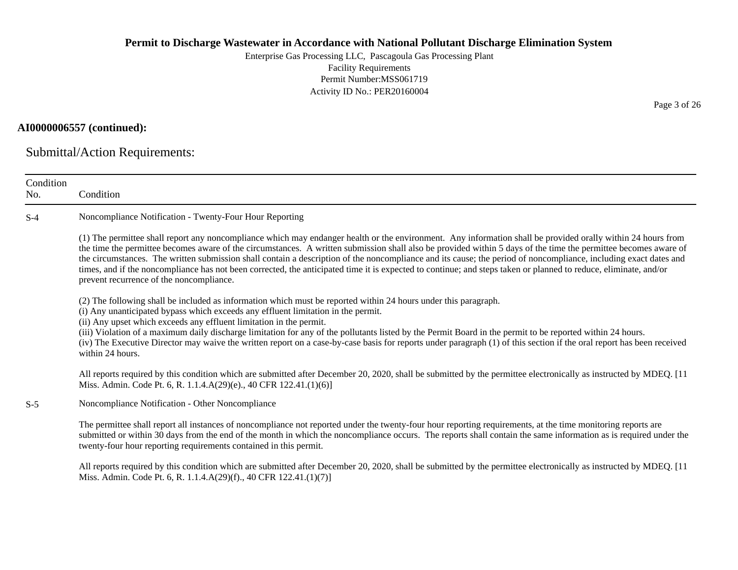**AI0000006557 (continued):**

## Submittal/Action Requirements:

| Condition No. | Condition |
|---|---|
| S-4 | Noncompliance Notification - Twenty-Four Hour Reporting<br><br>(1) The permittee shall report any noncompliance which may endanger health or the environment. Any information shall be provided orally within 24 hours from the time the permittee becomes aware of the circumstances. A written submission shall also be provided within 5 days of the time the permittee becomes aware of the circumstances. The written submission shall contain a description of the noncompliance and its cause; the period of noncompliance, including exact dates and times, and if the noncompliance has not been corrected, the anticipated time it is expected to continue; and steps taken or planned to reduce, eliminate, and/or prevent recurrence of the noncompliance.<br><br>(2) The following shall be included as information which must be reported within 24 hours under this paragraph.<br>(i) Any unanticipated bypass which exceeds any effluent limitation in the permit.<br>(ii) Any upset which exceeds any effluent limitation in the permit.<br>(iii) Violation of a maximum daily discharge limitation for any of the pollutants listed by the Permit Board in the permit to be reported within 24 hours.<br>(iv) The Executive Director may waive the written report on a case-by-case basis for reports under paragraph (1) of this section if the oral report has been received within 24 hours.<br><br>All reports required by this condition which are submitted after December 20, 2020, shall be submitted by the permittee electronically as instructed by MDEQ. [11 Miss. Admin. Code Pt. 6, R. 1.1.4.A(29)(e)., 40 CFR 122.41.(1)(6)] |
| S-5 | Noncompliance Notification - Other Noncompliance<br><br>The permittee shall report all instances of noncompliance not reported under the twenty-four hour reporting requirements, at the time monitoring reports are submitted or within 30 days from the end of the month in which the noncompliance occurs. The reports shall contain the same information as is required under the twenty-four hour reporting requirements contained in this permit.<br><br>All reports required by this condition which are submitted after December 20, 2020, shall be submitted by the permittee electronically as instructed by MDEQ. [11 Miss. Admin. Code Pt. 6, R. 1.1.4.A(29)(f)., 40 CFR 122.41.(1)(7)] |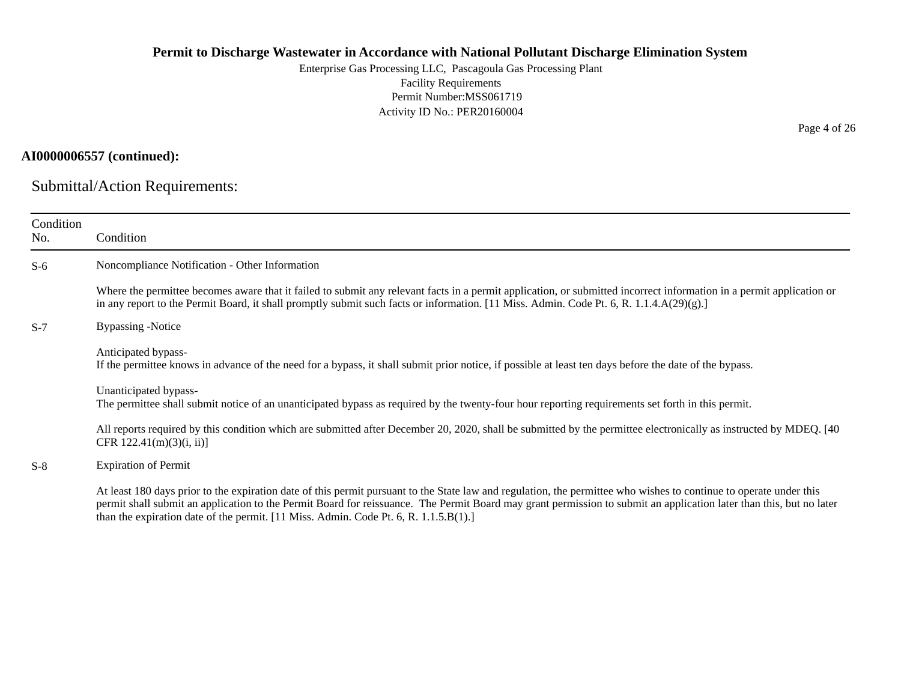**AI0000006557 (continued):**

## Submittal/Action Requirements:

| Condition No. | Condition |
|---|---|
| S-6 | Noncompliance Notification - Other Information<br><br>Where the permittee becomes aware that it failed to submit any relevant facts in a permit application, or submitted incorrect information in a permit application or in any report to the Permit Board, it shall promptly submit such facts or information. [11 Miss. Admin. Code Pt. 6, R. 1.1.4.A(29)(g).] |
| S-7 | Bypassing -Notice<br><br>Anticipated bypass-<br>If the permittee knows in advance of the need for a bypass, it shall submit prior notice, if possible at least ten days before the date of the bypass.<br><br>Unanticipated bypass-<br>The permittee shall submit notice of an unanticipated bypass as required by the twenty-four hour reporting requirements set forth in this permit.<br><br>All reports required by this condition which are submitted after December 20, 2020, shall be submitted by the permittee electronically as instructed by MDEQ. [40 CFR 122.41(m)(3)(i, ii)] |
| S-8 | Expiration of Permit<br><br>At least 180 days prior to the expiration date of this permit pursuant to the State law and regulation, the permittee who wishes to continue to operate under this permit shall submit an application to the Permit Board for reissuance. The Permit Board may grant permission to submit an application later than this, but no later than the expiration date of the permit. [11 Miss. Admin. Code Pt. 6, R. 1.1.5.B(1).] |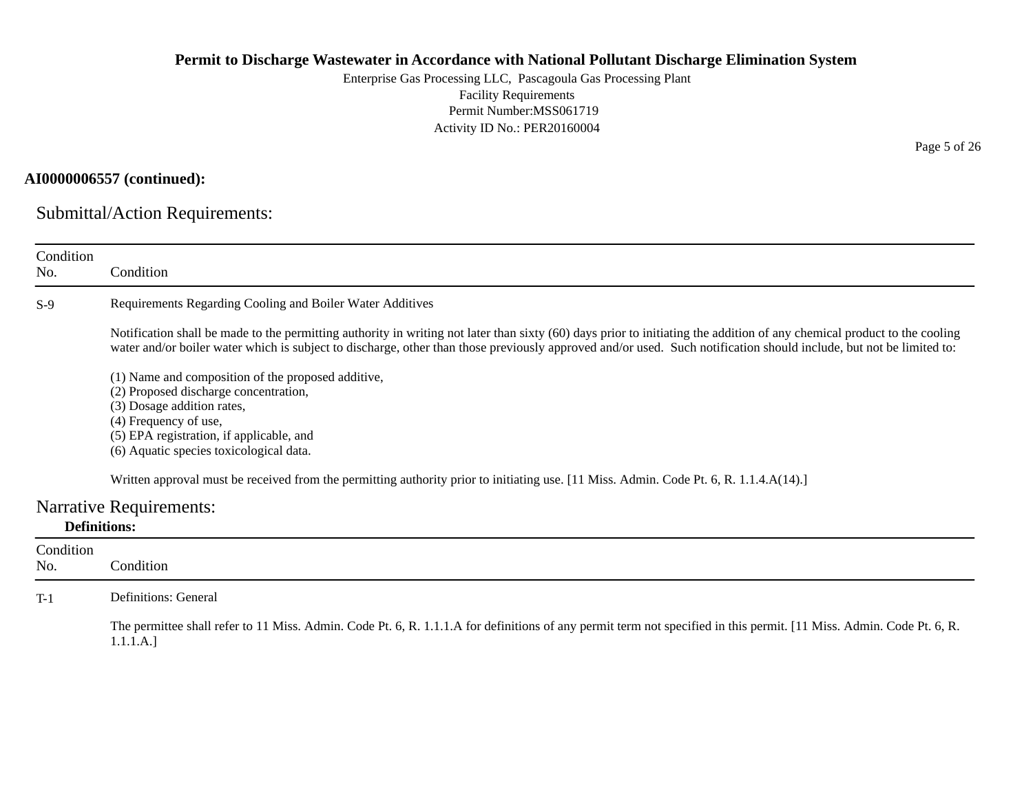**AI0000006557 (continued):**

## Submittal/Action Requirements:

| Condition No. | Condition |
|---|---|
| S-9 | Requirements Regarding Cooling and Boiler Water Additives<br><br>Notification shall be made to the permitting authority in writing not later than sixty (60) days prior to initiating the addition of any chemical product to the cooling water and/or boiler water which is subject to discharge, other than those previously approved and/or used. Such notification should include, but not be limited to:<br><br>(1) Name and composition of the proposed additive,<br>(2) Proposed discharge concentration,<br>(3) Dosage addition rates,<br>(4) Frequency of use,<br>(5) EPA registration, if applicable, and<br>(6) Aquatic species toxicological data.<br><br>Written approval must be received from the permitting authority prior to initiating use. [11 Miss. Admin. Code Pt. 6, R. 1.1.4.A(14).] |

## Narrative Requirements:

### Definitions:

| Condition No. | Condition |
|---|---|
| T-1 | Definitions: General<br><br>The permittee shall refer to 11 Miss. Admin. Code Pt. 6, R. 1.1.1.A for definitions of any permit term not specified in this permit. [11 Miss. Admin. Code Pt. 6, R. 1.1.1.A.] |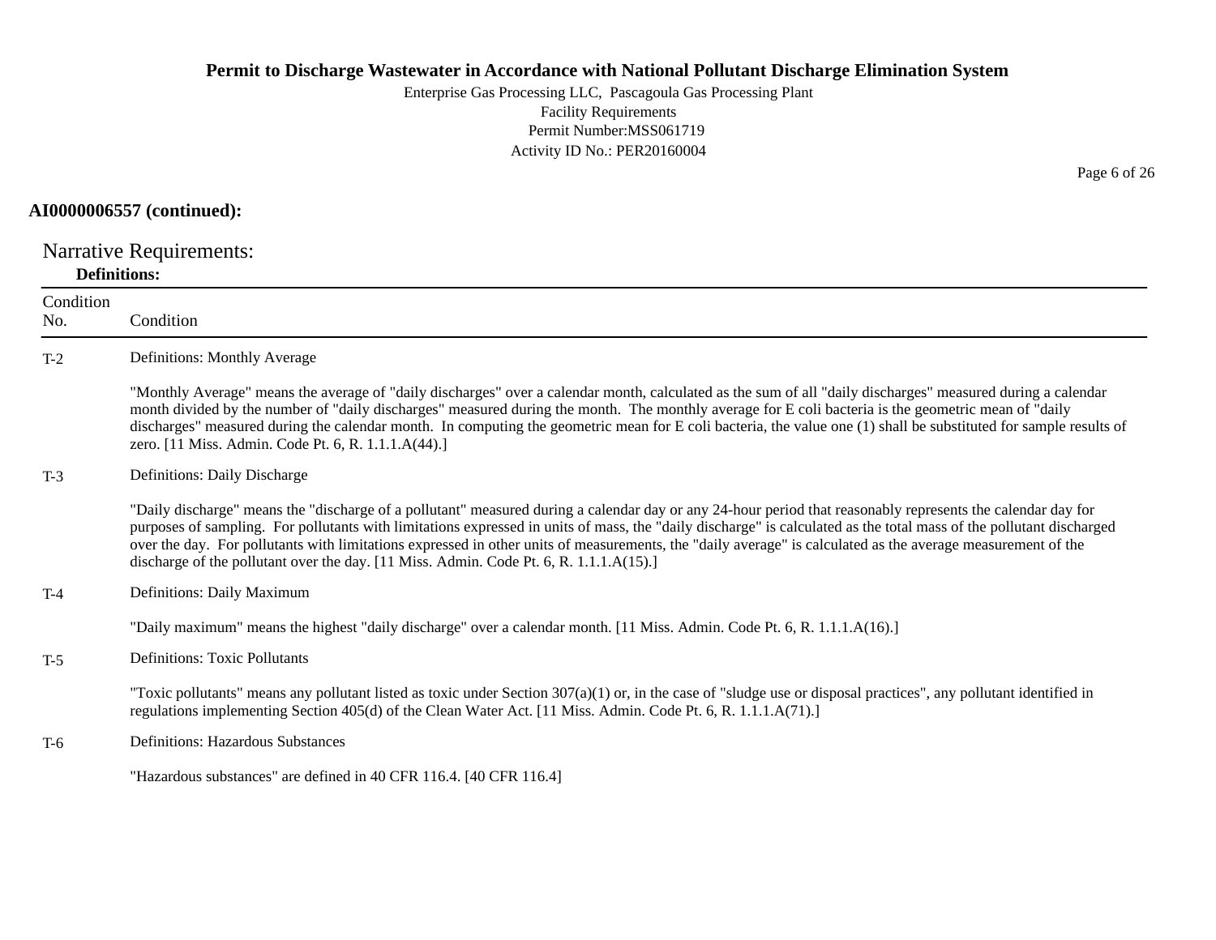**AI0000006557 (continued):**

## Narrative Requirements:

**Definitions:**

| Condition No. | Condition |
|---|---|
| T-2 | Definitions: Monthly Average<br><br>"Monthly Average" means the average of "daily discharges" over a calendar month, calculated as the sum of all "daily discharges" measured during a calendar month divided by the number of "daily discharges" measured during the month. The monthly average for E coli bacteria is the geometric mean of "daily discharges" measured during the calendar month. In computing the geometric mean for E coli bacteria, the value one (1) shall be substituted for sample results of zero. [11 Miss. Admin. Code Pt. 6, R. 1.1.1.A(44).] |
| T-3 | Definitions: Daily Discharge<br><br>"Daily discharge" means the "discharge of a pollutant" measured during a calendar day or any 24-hour period that reasonably represents the calendar day for purposes of sampling. For pollutants with limitations expressed in units of mass, the "daily discharge" is calculated as the total mass of the pollutant discharged over the day. For pollutants with limitations expressed in other units of measurements, the "daily average" is calculated as the average measurement of the discharge of the pollutant over the day. [11 Miss. Admin. Code Pt. 6, R. 1.1.1.A(15).] |
| T-4 | Definitions: Daily Maximum<br><br>"Daily maximum" means the highest "daily discharge" over a calendar month. [11 Miss. Admin. Code Pt. 6, R. 1.1.1.A(16).] |
| T-5 | Definitions: Toxic Pollutants<br><br>"Toxic pollutants" means any pollutant listed as toxic under Section 307(a)(1) or, in the case of "sludge use or disposal practices", any pollutant identified in regulations implementing Section 405(d) of the Clean Water Act. [11 Miss. Admin. Code Pt. 6, R. 1.1.1.A(71).] |
| T-6 | Definitions: Hazardous Substances<br><br>"Hazardous substances" are defined in 40 CFR 116.4. [40 CFR 116.4] |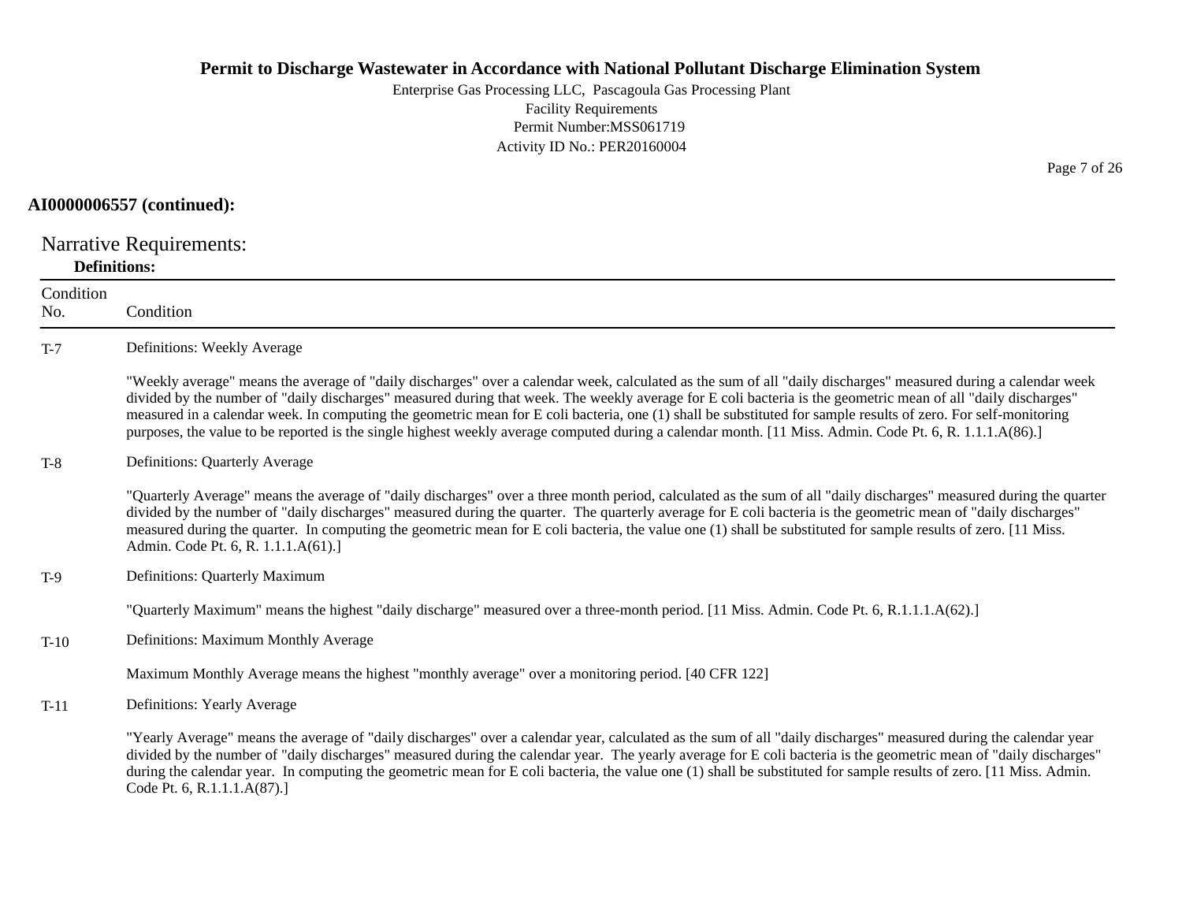**AI0000006557 (continued):**

## Narrative Requirements:

**Definitions:**

| Condition No. | Condition |
|---|---|
| T-7 | Definitions: Weekly Average<br><br>"Weekly average" means the average of "daily discharges" over a calendar week, calculated as the sum of all "daily discharges" measured during a calendar week divided by the number of "daily discharges" measured during that week. The weekly average for E coli bacteria is the geometric mean of all "daily discharges" measured in a calendar week. In computing the geometric mean for E coli bacteria, one (1) shall be substituted for sample results of zero. For self-monitoring purposes, the value to be reported is the single highest weekly average computed during a calendar month. [11 Miss. Admin. Code Pt. 6, R. 1.1.1.A(86).] |
| T-8 | Definitions: Quarterly Average<br><br>"Quarterly Average" means the average of "daily discharges" over a three month period, calculated as the sum of all "daily discharges" measured during the quarter divided by the number of "daily discharges" measured during the quarter. The quarterly average for E coli bacteria is the geometric mean of "daily discharges" measured during the quarter. In computing the geometric mean for E coli bacteria, the value one (1) shall be substituted for sample results of zero. [11 Miss. Admin. Code Pt. 6, R. 1.1.1.A(61).] |
| T-9 | Definitions: Quarterly Maximum<br><br>"Quarterly Maximum" means the highest "daily discharge" measured over a three-month period. [11 Miss. Admin. Code Pt. 6, R.1.1.1.A(62).] |
| T-10 | Definitions: Maximum Monthly Average<br><br>Maximum Monthly Average means the highest "monthly average" over a monitoring period. [40 CFR 122] |
| T-11 | Definitions: Yearly Average<br><br>"Yearly Average" means the average of "daily discharges" over a calendar year, calculated as the sum of all "daily discharges" measured during the calendar year divided by the number of "daily discharges" measured during the calendar year. The yearly average for E coli bacteria is the geometric mean of "daily discharges" during the calendar year. In computing the geometric mean for E coli bacteria, the value one (1) shall be substituted for sample results of zero. [11 Miss. Admin. Code Pt. 6, R.1.1.1.A(87).] |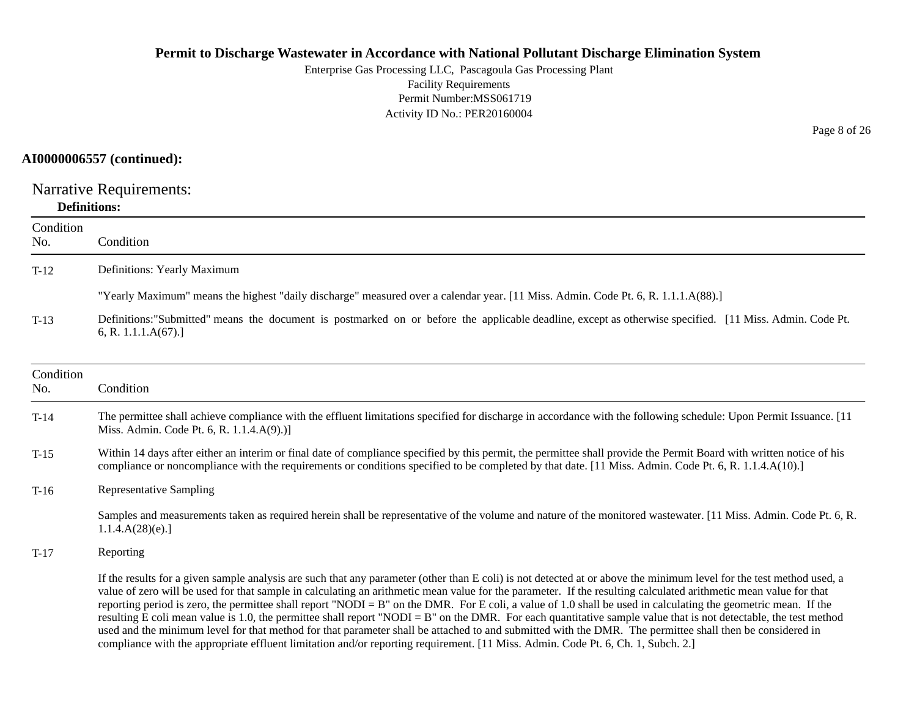**AI0000006557 (continued):**

## Narrative Requirements:

**Definitions:**

| Condition No. | Condition |
|---|---|
| T-12 | Definitions: Yearly Maximum<br><br>"Yearly Maximum" means the highest "daily discharge" measured over a calendar year. [11 Miss. Admin. Code Pt. 6, R. 1.1.1.A(88).] |
| T-13 | Definitions:"Submitted" means the document is postmarked on or before the applicable deadline, except as otherwise specified. [11 Miss. Admin. Code Pt. 6, R. 1.1.1.A(67).] |

| Condition No. | Condition |
|---|---|
| T-14 | The permittee shall achieve compliance with the effluent limitations specified for discharge in accordance with the following schedule: Upon Permit Issuance. [11 Miss. Admin. Code Pt. 6, R. 1.1.4.A(9).)] |
| T-15 | Within 14 days after either an interim or final date of compliance specified by this permit, the permittee shall provide the Permit Board with written notice of his compliance or noncompliance with the requirements or conditions specified to be completed by that date. [11 Miss. Admin. Code Pt. 6, R. 1.1.4.A(10).] |
| T-16 | Representative Sampling<br><br>Samples and measurements taken as required herein shall be representative of the volume and nature of the monitored wastewater. [11 Miss. Admin. Code Pt. 6, R. 1.1.4.A(28)(e).] |
| T-17 | Reporting<br><br>If the results for a given sample analysis are such that any parameter (other than E coli) is not detected at or above the minimum level for the test method used, a value of zero will be used for that sample in calculating an arithmetic mean value for the parameter. If the resulting calculated arithmetic mean value for that reporting period is zero, the permittee shall report "NODI = B" on the DMR. For E coli, a value of 1.0 shall be used in calculating the geometric mean. If the resulting E coli mean value is 1.0, the permittee shall report "NODI = B" on the DMR. For each quantitative sample value that is not detectable, the test method used and the minimum level for that method for that parameter shall be attached to and submitted with the DMR. The permittee shall then be considered in compliance with the appropriate effluent limitation and/or reporting requirement. [11 Miss. Admin. Code Pt. 6, Ch. 1, Subch. 2.] |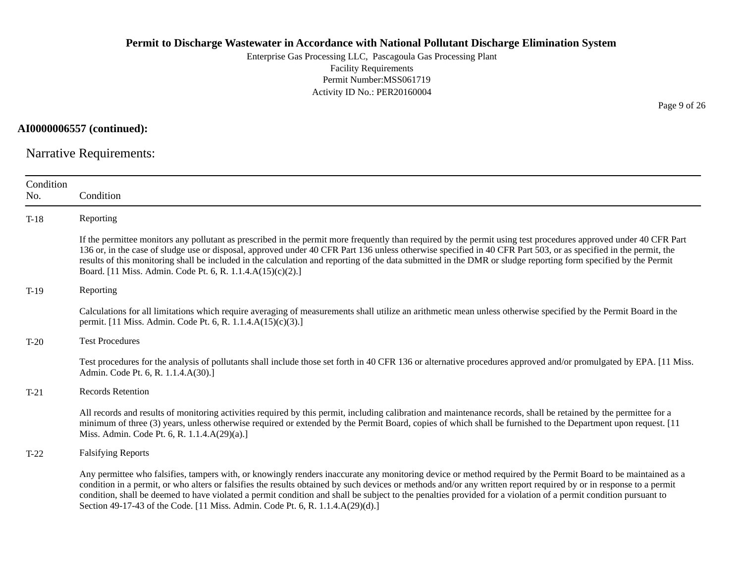**AI0000006557 (continued):**

## Narrative Requirements:

| Condition No. | Condition |
|---|---|
| T-18 | Reporting<br><br>If the permittee monitors any pollutant as prescribed in the permit more frequently than required by the permit using test procedures approved under 40 CFR Part 136 or, in the case of sludge use or disposal, approved under 40 CFR Part 136 unless otherwise specified in 40 CFR Part 503, or as specified in the permit, the results of this monitoring shall be included in the calculation and reporting of the data submitted in the DMR or sludge reporting form specified by the Permit Board. [11 Miss. Admin. Code Pt. 6, R. 1.1.4.A(15)(c)(2).] |
| T-19 | Reporting<br><br>Calculations for all limitations which require averaging of measurements shall utilize an arithmetic mean unless otherwise specified by the Permit Board in the permit. [11 Miss. Admin. Code Pt. 6, R. 1.1.4.A(15)(c)(3).] |
| T-20 | Test Procedures<br><br>Test procedures for the analysis of pollutants shall include those set forth in 40 CFR 136 or alternative procedures approved and/or promulgated by EPA. [11 Miss. Admin. Code Pt. 6, R. 1.1.4.A(30).] |
| T-21 | Records Retention<br><br>All records and results of monitoring activities required by this permit, including calibration and maintenance records, shall be retained by the permittee for a minimum of three (3) years, unless otherwise required or extended by the Permit Board, copies of which shall be furnished to the Department upon request. [11 Miss. Admin. Code Pt. 6, R. 1.1.4.A(29)(a).] |
| T-22 | Falsifying Reports<br><br>Any permittee who falsifies, tampers with, or knowingly renders inaccurate any monitoring device or method required by the Permit Board to be maintained as a condition in a permit, or who alters or falsifies the results obtained by such devices or methods and/or any written report required by or in response to a permit condition, shall be deemed to have violated a permit condition and shall be subject to the penalties provided for a violation of a permit condition pursuant to Section 49-17-43 of the Code. [11 Miss. Admin. Code Pt. 6, R. 1.1.4.A(29)(d).] |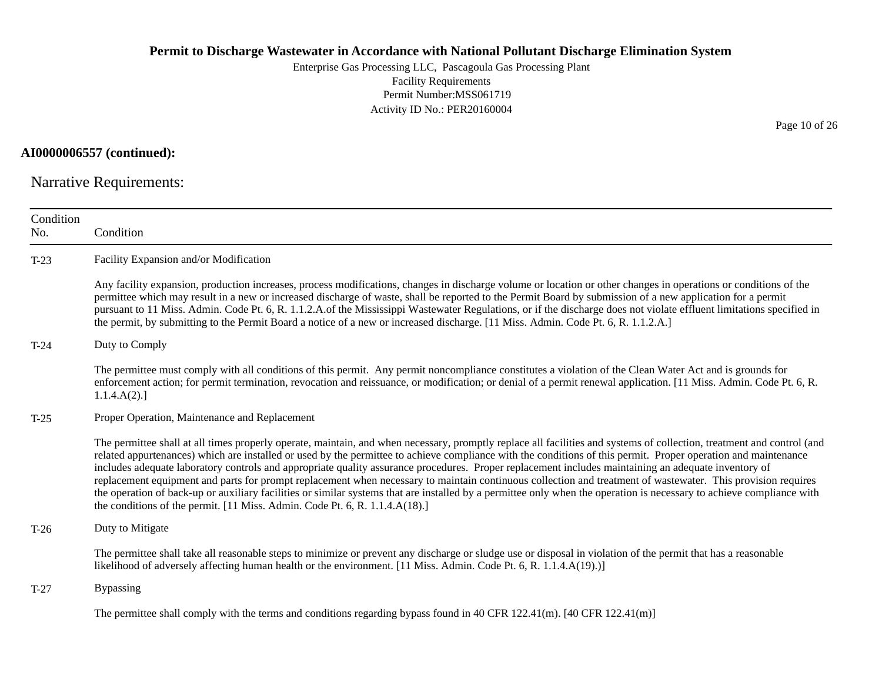**AI0000006557 (continued):**

## Narrative Requirements:

| Condition No. | Condition |
|---|---|
| T-23 | Facility Expansion and/or Modification<br><br>Any facility expansion, production increases, process modifications, changes in discharge volume or location or other changes in operations or conditions of the permittee which may result in a new or increased discharge of waste, shall be reported to the Permit Board by submission of a new application for a permit pursuant to 11 Miss. Admin. Code Pt. 6, R. 1.1.2.A.of the Mississippi Wastewater Regulations, or if the discharge does not violate effluent limitations specified in the permit, by submitting to the Permit Board a notice of a new or increased discharge. [11 Miss. Admin. Code Pt. 6, R. 1.1.2.A.] |
| T-24 | Duty to Comply<br><br>The permittee must comply with all conditions of this permit. Any permit noncompliance constitutes a violation of the Clean Water Act and is grounds for enforcement action; for permit termination, revocation and reissuance, or modification; or denial of a permit renewal application. [11 Miss. Admin. Code Pt. 6, R. 1.1.4.A(2).] |
| T-25 | Proper Operation, Maintenance and Replacement<br><br>The permittee shall at all times properly operate, maintain, and when necessary, promptly replace all facilities and systems of collection, treatment and control (and related appurtenances) which are installed or used by the permittee to achieve compliance with the conditions of this permit. Proper operation and maintenance includes adequate laboratory controls and appropriate quality assurance procedures. Proper replacement includes maintaining an adequate inventory of replacement equipment and parts for prompt replacement when necessary to maintain continuous collection and treatment of wastewater. This provision requires the operation of back-up or auxiliary facilities or similar systems that are installed by a permittee only when the operation is necessary to achieve compliance with the conditions of the permit. [11 Miss. Admin. Code Pt. 6, R. 1.1.4.A(18).] |
| T-26 | Duty to Mitigate<br><br>The permittee shall take all reasonable steps to minimize or prevent any discharge or sludge use or disposal in violation of the permit that has a reasonable likelihood of adversely affecting human health or the environment. [11 Miss. Admin. Code Pt. 6, R. 1.1.4.A(19).)] |
| T-27 | Bypassing<br><br>The permittee shall comply with the terms and conditions regarding bypass found in 40 CFR 122.41(m). [40 CFR 122.41(m)] |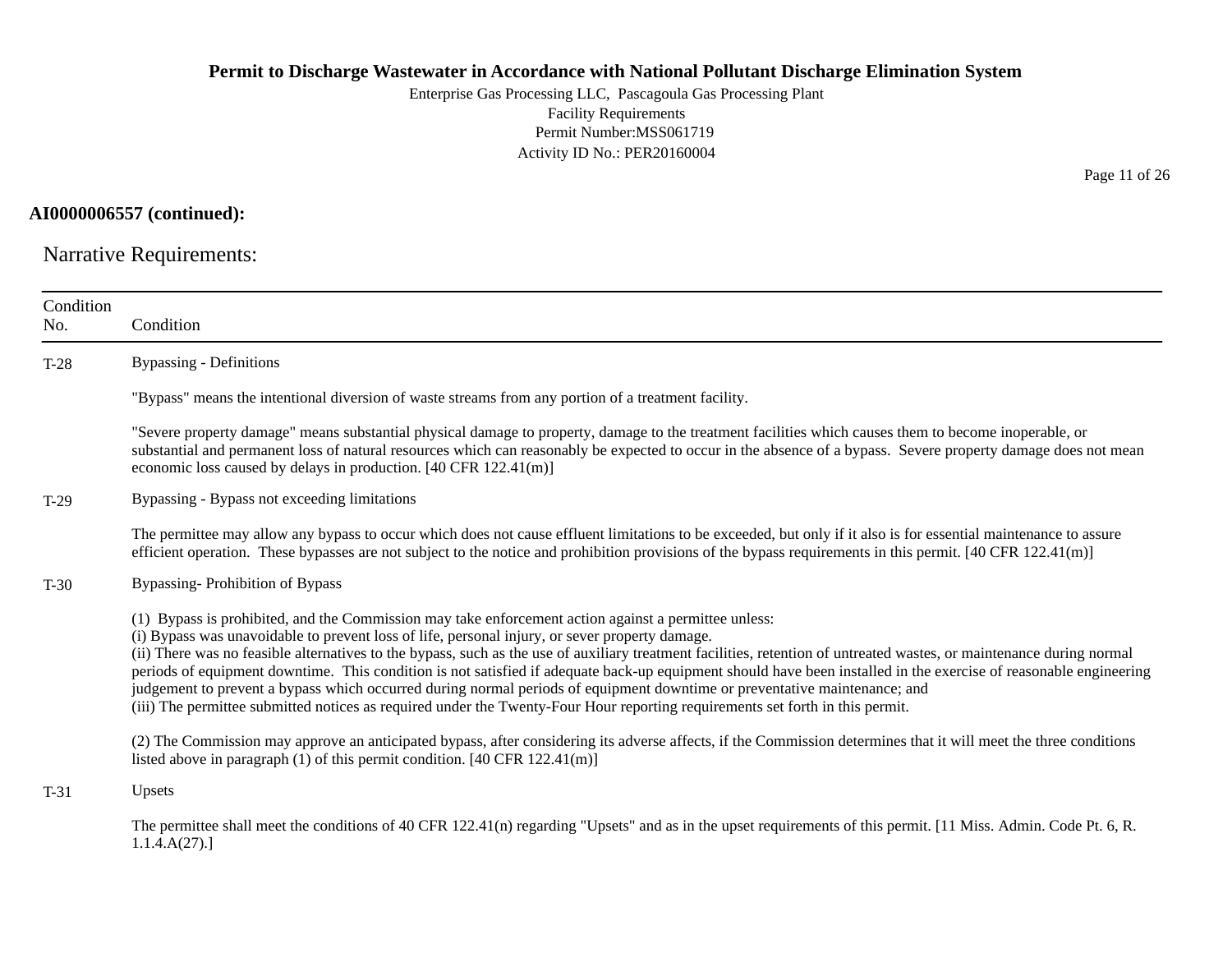**AI0000006557 (continued):**

## Narrative Requirements:

| Condition No. | Condition |
|---|---|
| T-28 | Bypassing - Definitions<br><br>"Bypass" means the intentional diversion of waste streams from any portion of a treatment facility.<br><br>"Severe property damage" means substantial physical damage to property, damage to the treatment facilities which causes them to become inoperable, or substantial and permanent loss of natural resources which can reasonably be expected to occur in the absence of a bypass. Severe property damage does not mean economic loss caused by delays in production. [40 CFR 122.41(m)] |
| T-29 | Bypassing - Bypass not exceeding limitations<br><br>The permittee may allow any bypass to occur which does not cause effluent limitations to be exceeded, but only if it also is for essential maintenance to assure efficient operation. These bypasses are not subject to the notice and prohibition provisions of the bypass requirements in this permit. [40 CFR 122.41(m)] |
| T-30 | Bypassing- Prohibition of Bypass<br><br>(1) Bypass is prohibited, and the Commission may take enforcement action against a permittee unless:<br>(i) Bypass was unavoidable to prevent loss of life, personal injury, or sever property damage.<br>(ii) There was no feasible alternatives to the bypass, such as the use of auxiliary treatment facilities, retention of untreated wastes, or maintenance during normal periods of equipment downtime. This condition is not satisfied if adequate back-up equipment should have been installed in the exercise of reasonable engineering judgement to prevent a bypass which occurred during normal periods of equipment downtime or preventative maintenance; and<br>(iii) The permittee submitted notices as required under the Twenty-Four Hour reporting requirements set forth in this permit.<br><br>(2) The Commission may approve an anticipated bypass, after considering its adverse affects, if the Commission determines that it will meet the three conditions listed above in paragraph (1) of this permit condition. [40 CFR 122.41(m)] |
| T-31 | Upsets<br><br>The permittee shall meet the conditions of 40 CFR 122.41(n) regarding "Upsets" and as in the upset requirements of this permit. [11 Miss. Admin. Code Pt. 6, R. 1.1.4.A(27).] |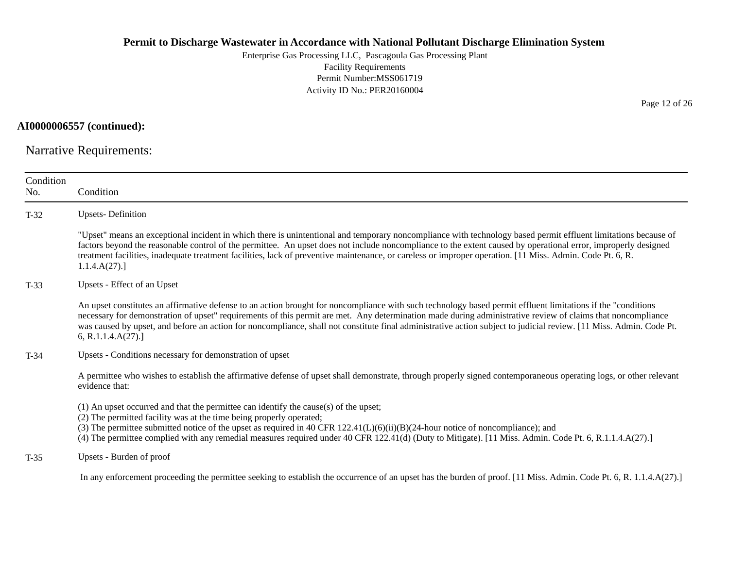**AI0000006557 (continued):**

## Narrative Requirements:

| Condition No. | Condition |
|---|---|
| T-32 | Upsets- Definition<br><br>"Upset" means an exceptional incident in which there is unintentional and temporary noncompliance with technology based permit effluent limitations because of factors beyond the reasonable control of the permittee. An upset does not include noncompliance to the extent caused by operational error, improperly designed treatment facilities, inadequate treatment facilities, lack of preventive maintenance, or careless or improper operation. [11 Miss. Admin. Code Pt. 6, R. 1.1.4.A(27).] |
| T-33 | Upsets - Effect of an Upset<br><br>An upset constitutes an affirmative defense to an action brought for noncompliance with such technology based permit effluent limitations if the "conditions necessary for demonstration of upset" requirements of this permit are met. Any determination made during administrative review of claims that noncompliance was caused by upset, and before an action for noncompliance, shall not constitute final administrative action subject to judicial review. [11 Miss. Admin. Code Pt. 6, R.1.1.4.A(27).] |
| T-34 | Upsets - Conditions necessary for demonstration of upset<br><br>A permittee who wishes to establish the affirmative defense of upset shall demonstrate, through properly signed contemporaneous operating logs, or other relevant evidence that:<br><br>(1) An upset occurred and that the permittee can identify the cause(s) of the upset;<br>(2) The permitted facility was at the time being properly operated;<br>(3) The permittee submitted notice of the upset as required in 40 CFR 122.41(L)(6)(ii)(B)(24-hour notice of noncompliance); and<br>(4) The permittee complied with any remedial measures required under 40 CFR 122.41(d) (Duty to Mitigate). [11 Miss. Admin. Code Pt. 6, R.1.1.4.A(27).] |
| T-35 | Upsets - Burden of proof<br><br>In any enforcement proceeding the permittee seeking to establish the occurrence of an upset has the burden of proof. [11 Miss. Admin. Code Pt. 6, R. 1.1.4.A(27).] |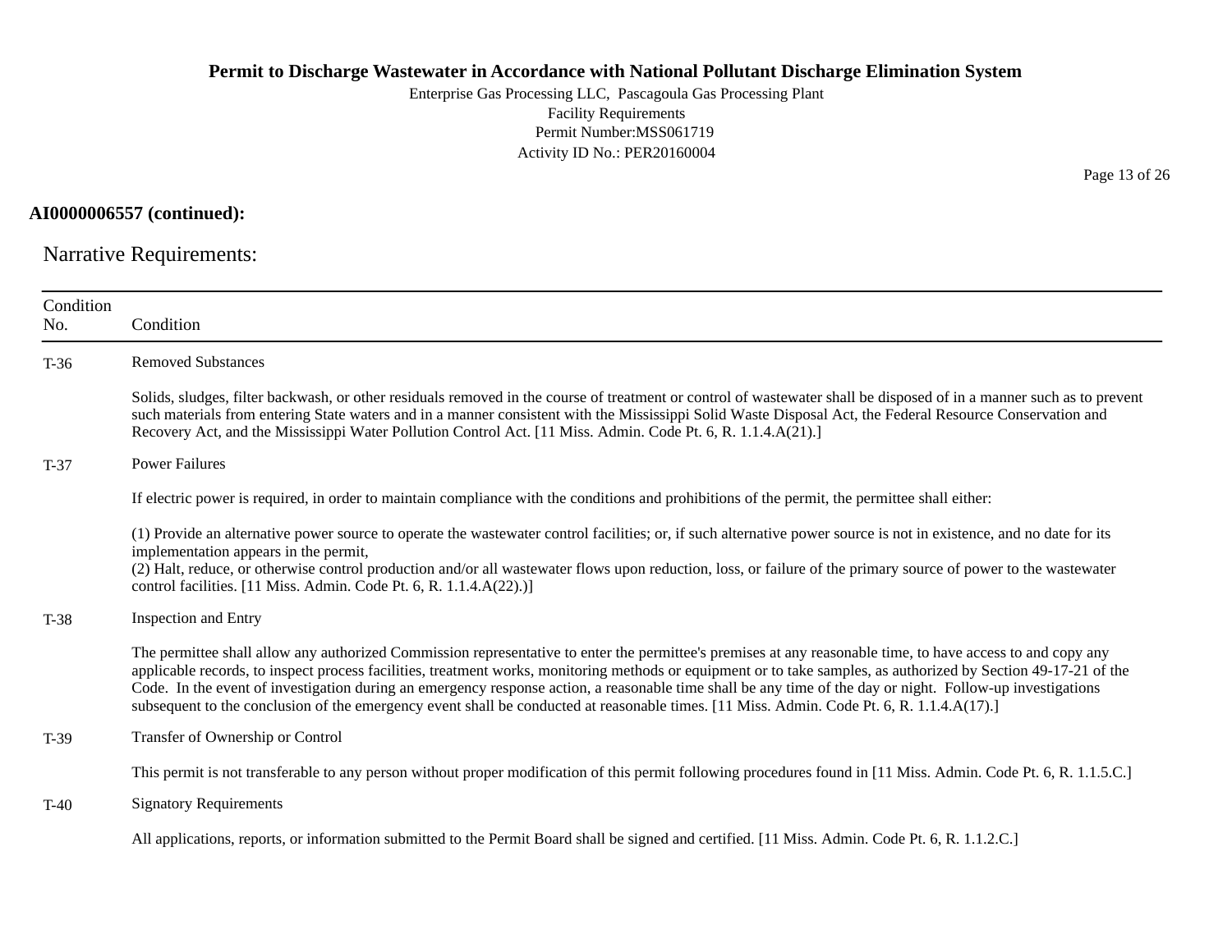**AI0000006557 (continued):**

## Narrative Requirements:

| Condition No. | Condition |
|---|---|
| T-36 | Removed Substances<br><br>Solids, sludges, filter backwash, or other residuals removed in the course of treatment or control of wastewater shall be disposed of in a manner such as to prevent such materials from entering State waters and in a manner consistent with the Mississippi Solid Waste Disposal Act, the Federal Resource Conservation and Recovery Act, and the Mississippi Water Pollution Control Act. [11 Miss. Admin. Code Pt. 6, R. 1.1.4.A(21).] |
| T-37 | Power Failures<br><br>If electric power is required, in order to maintain compliance with the conditions and prohibitions of the permit, the permittee shall either:<br><br>(1) Provide an alternative power source to operate the wastewater control facilities; or, if such alternative power source is not in existence, and no date for its implementation appears in the permit,<br>(2) Halt, reduce, or otherwise control production and/or all wastewater flows upon reduction, loss, or failure of the primary source of power to the wastewater control facilities. [11 Miss. Admin. Code Pt. 6, R. 1.1.4.A(22).)] |
| T-38 | Inspection and Entry<br><br>The permittee shall allow any authorized Commission representative to enter the permittee's premises at any reasonable time, to have access to and copy any applicable records, to inspect process facilities, treatment works, monitoring methods or equipment or to take samples, as authorized by Section 49-17-21 of the Code. In the event of investigation during an emergency response action, a reasonable time shall be any time of the day or night. Follow-up investigations subsequent to the conclusion of the emergency event shall be conducted at reasonable times. [11 Miss. Admin. Code Pt. 6, R. 1.1.4.A(17).] |
| T-39 | Transfer of Ownership or Control<br><br>This permit is not transferable to any person without proper modification of this permit following procedures found in [11 Miss. Admin. Code Pt. 6, R. 1.1.5.C.] |
| T-40 | Signatory Requirements<br><br>All applications, reports, or information submitted to the Permit Board shall be signed and certified. [11 Miss. Admin. Code Pt. 6, R. 1.1.2.C.] |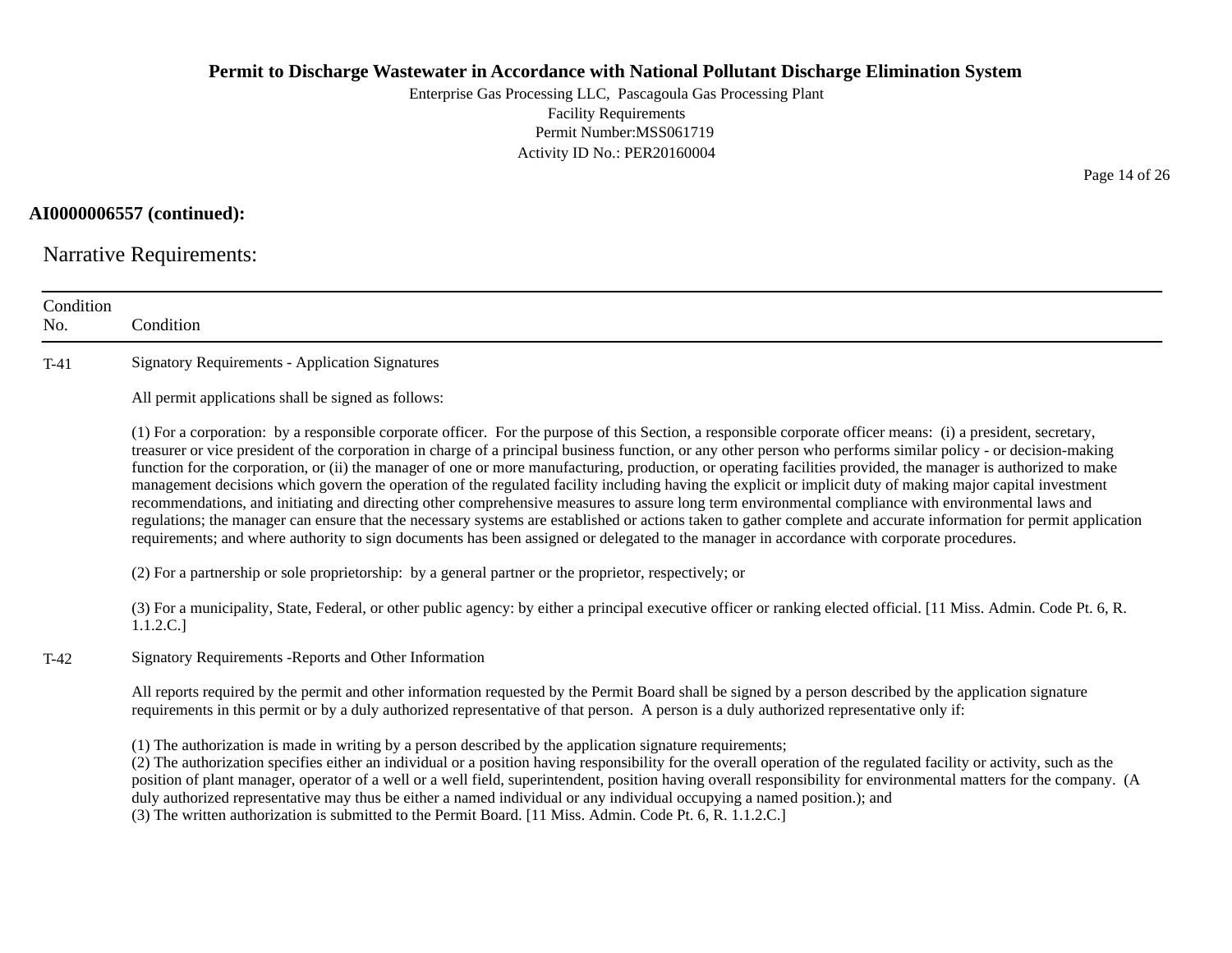**AI0000006557 (continued):**

## Narrative Requirements:

| Condition No. | Condition |
|---|---|
| T-41 | Signatory Requirements - Application Signatures<br><br>All permit applications shall be signed as follows:<br><br>(1) For a corporation: by a responsible corporate officer. For the purpose of this Section, a responsible corporate officer means: (i) a president, secretary, treasurer or vice president of the corporation in charge of a principal business function, or any other person who performs similar policy - or decision-making function for the corporation, or (ii) the manager of one or more manufacturing, production, or operating facilities provided, the manager is authorized to make management decisions which govern the operation of the regulated facility including having the explicit or implicit duty of making major capital investment recommendations, and initiating and directing other comprehensive measures to assure long term environmental compliance with environmental laws and regulations; the manager can ensure that the necessary systems are established or actions taken to gather complete and accurate information for permit application requirements; and where authority to sign documents has been assigned or delegated to the manager in accordance with corporate procedures.<br><br>(2) For a partnership or sole proprietorship: by a general partner or the proprietor, respectively; or<br><br>(3) For a municipality, State, Federal, or other public agency: by either a principal executive officer or ranking elected official. [11 Miss. Admin. Code Pt. 6, R. 1.1.2.C.] |
| T-42 | Signatory Requirements -Reports and Other Information<br><br>All reports required by the permit and other information requested by the Permit Board shall be signed by a person described by the application signature requirements in this permit or by a duly authorized representative of that person. A person is a duly authorized representative only if:<br><br>(1) The authorization is made in writing by a person described by the application signature requirements;<br>(2) The authorization specifies either an individual or a position having responsibility for the overall operation of the regulated facility or activity, such as the position of plant manager, operator of a well or a well field, superintendent, position having overall responsibility for environmental matters for the company. (A duly authorized representative may thus be either a named individual or any individual occupying a named position.); and<br>(3) The written authorization is submitted to the Permit Board. [11 Miss. Admin. Code Pt. 6, R. 1.1.2.C.] |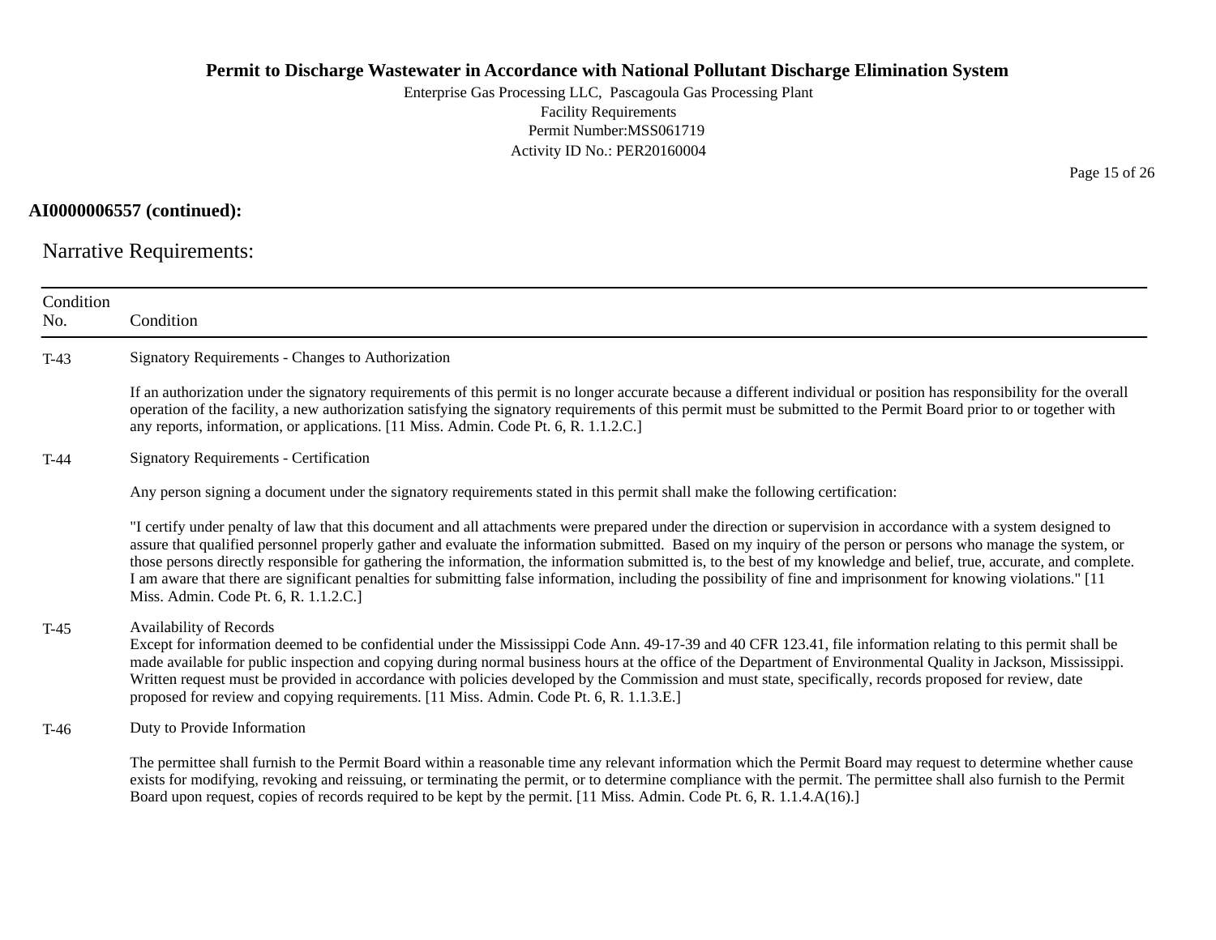**AI0000006557 (continued):**

## Narrative Requirements:

| Condition No. | Condition |
|---|---|
| T-43 | Signatory Requirements - Changes to Authorization<br><br>If an authorization under the signatory requirements of this permit is no longer accurate because a different individual or position has responsibility for the overall operation of the facility, a new authorization satisfying the signatory requirements of this permit must be submitted to the Permit Board prior to or together with any reports, information, or applications. [11 Miss. Admin. Code Pt. 6, R. 1.1.2.C.] |
| T-44 | Signatory Requirements - Certification<br><br>Any person signing a document under the signatory requirements stated in this permit shall make the following certification:<br><br>"I certify under penalty of law that this document and all attachments were prepared under the direction or supervision in accordance with a system designed to assure that qualified personnel properly gather and evaluate the information submitted. Based on my inquiry of the person or persons who manage the system, or those persons directly responsible for gathering the information, the information submitted is, to the best of my knowledge and belief, true, accurate, and complete. I am aware that there are significant penalties for submitting false information, including the possibility of fine and imprisonment for knowing violations." [11 Miss. Admin. Code Pt. 6, R. 1.1.2.C.] |
| T-45 | Availability of Records<br>Except for information deemed to be confidential under the Mississippi Code Ann. 49-17-39 and 40 CFR 123.41, file information relating to this permit shall be made available for public inspection and copying during normal business hours at the office of the Department of Environmental Quality in Jackson, Mississippi. Written request must be provided in accordance with policies developed by the Commission and must state, specifically, records proposed for review, date proposed for review and copying requirements. [11 Miss. Admin. Code Pt. 6, R. 1.1.3.E.] |
| T-46 | Duty to Provide Information<br><br>The permittee shall furnish to the Permit Board within a reasonable time any relevant information which the Permit Board may request to determine whether cause exists for modifying, revoking and reissuing, or terminating the permit, or to determine compliance with the permit. The permittee shall also furnish to the Permit Board upon request, copies of records required to be kept by the permit. [11 Miss. Admin. Code Pt. 6, R. 1.1.4.A(16).] |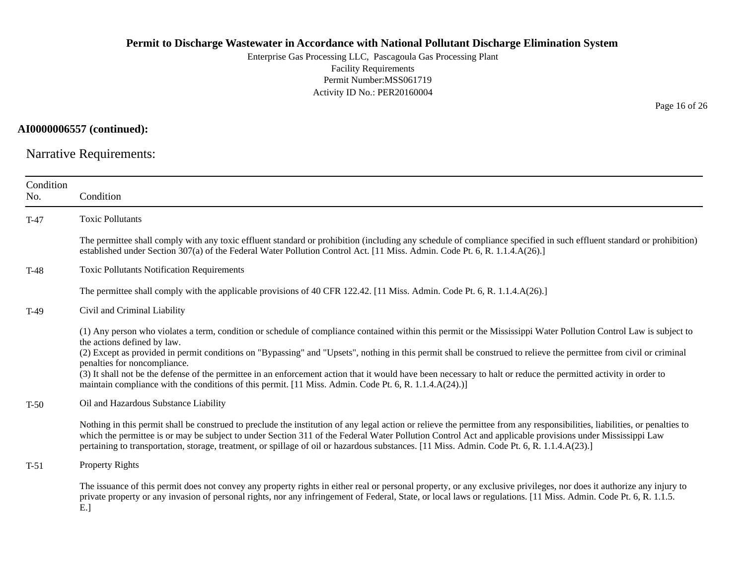**AI0000006557 (continued):**

## Narrative Requirements:

| Condition No. | Condition |
|---|---|
| T-47 | Toxic Pollutants<br><br>The permittee shall comply with any toxic effluent standard or prohibition (including any schedule of compliance specified in such effluent standard or prohibition) established under Section 307(a) of the Federal Water Pollution Control Act. [11 Miss. Admin. Code Pt. 6, R. 1.1.4.A(26).] |
| T-48 | Toxic Pollutants Notification Requirements<br><br>The permittee shall comply with the applicable provisions of 40 CFR 122.42. [11 Miss. Admin. Code Pt. 6, R. 1.1.4.A(26).] |
| T-49 | Civil and Criminal Liability<br><br>(1) Any person who violates a term, condition or schedule of compliance contained within this permit or the Mississippi Water Pollution Control Law is subject to the actions defined by law.<br>(2) Except as provided in permit conditions on "Bypassing" and "Upsets", nothing in this permit shall be construed to relieve the permittee from civil or criminal penalties for noncompliance.<br>(3) It shall not be the defense of the permittee in an enforcement action that it would have been necessary to halt or reduce the permitted activity in order to maintain compliance with the conditions of this permit. [11 Miss. Admin. Code Pt. 6, R. 1.1.4.A(24).)] |
| T-50 | Oil and Hazardous Substance Liability<br><br>Nothing in this permit shall be construed to preclude the institution of any legal action or relieve the permittee from any responsibilities, liabilities, or penalties to which the permittee is or may be subject to under Section 311 of the Federal Water Pollution Control Act and applicable provisions under Mississippi Law pertaining to transportation, storage, treatment, or spillage of oil or hazardous substances. [11 Miss. Admin. Code Pt. 6, R. 1.1.4.A(23).] |
| T-51 | Property Rights<br><br>The issuance of this permit does not convey any property rights in either real or personal property, or any exclusive privileges, nor does it authorize any injury to private property or any invasion of personal rights, nor any infringement of Federal, State, or local laws or regulations. [11 Miss. Admin. Code Pt. 6, R. 1.1.5. E.] |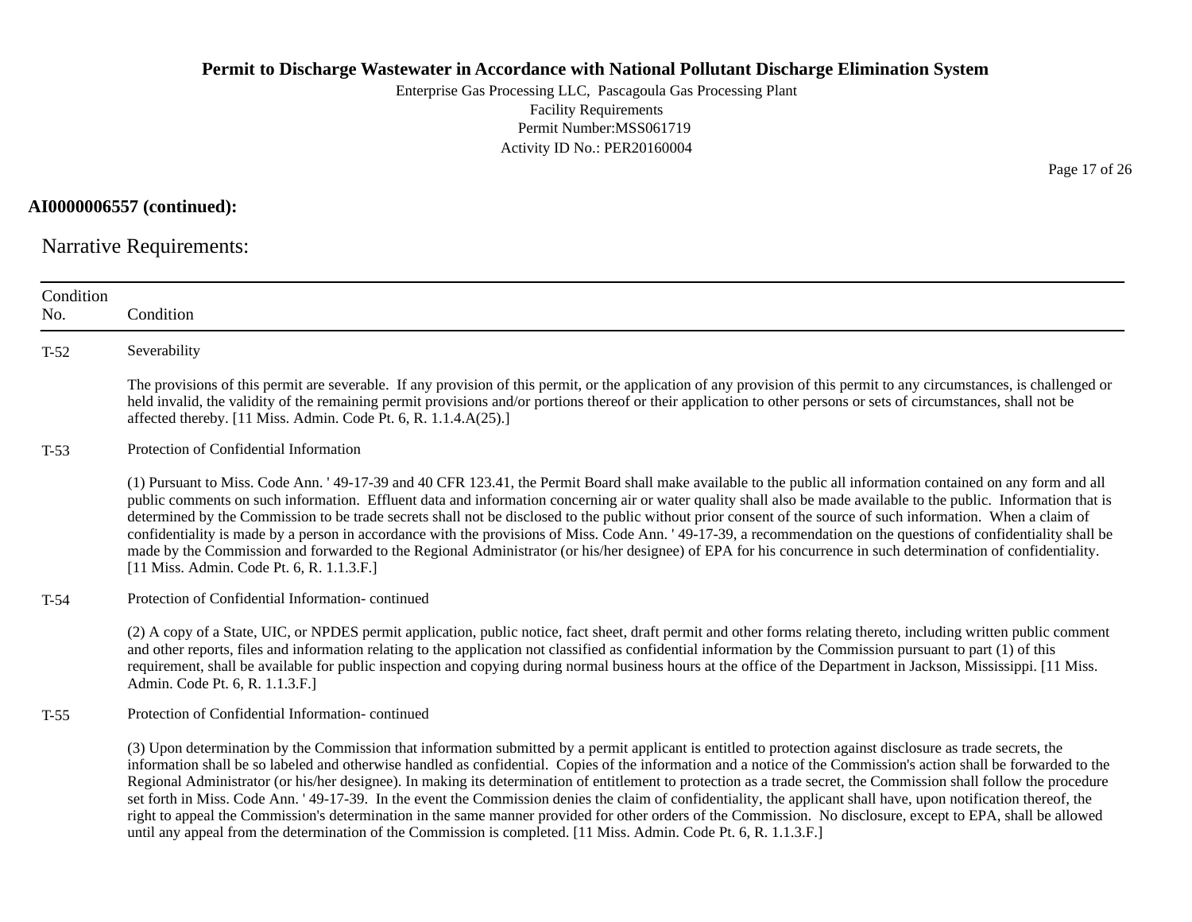**AI0000006557 (continued):**

## Narrative Requirements:

| Condition No. | Condition |
|---|---|
| T-52 | Severability<br><br>The provisions of this permit are severable. If any provision of this permit, or the application of any provision of this permit to any circumstances, is challenged or held invalid, the validity of the remaining permit provisions and/or portions thereof or their application to other persons or sets of circumstances, shall not be affected thereby. [11 Miss. Admin. Code Pt. 6, R. 1.1.4.A(25).] |
| T-53 | Protection of Confidential Information<br><br>(1) Pursuant to Miss. Code Ann. ' 49-17-39 and 40 CFR 123.41, the Permit Board shall make available to the public all information contained on any form and all public comments on such information. Effluent data and information concerning air or water quality shall also be made available to the public. Information that is determined by the Commission to be trade secrets shall not be disclosed to the public without prior consent of the source of such information. When a claim of confidentiality is made by a person in accordance with the provisions of Miss. Code Ann. ' 49-17-39, a recommendation on the questions of confidentiality shall be made by the Commission and forwarded to the Regional Administrator (or his/her designee) of EPA for his concurrence in such determination of confidentiality. [11 Miss. Admin. Code Pt. 6, R. 1.1.3.F.] |
| T-54 | Protection of Confidential Information- continued<br><br>(2) A copy of a State, UIC, or NPDES permit application, public notice, fact sheet, draft permit and other forms relating thereto, including written public comment and other reports, files and information relating to the application not classified as confidential information by the Commission pursuant to part (1) of this requirement, shall be available for public inspection and copying during normal business hours at the office of the Department in Jackson, Mississippi. [11 Miss. Admin. Code Pt. 6, R. 1.1.3.F.] |
| T-55 | Protection of Confidential Information- continued<br><br>(3) Upon determination by the Commission that information submitted by a permit applicant is entitled to protection against disclosure as trade secrets, the information shall be so labeled and otherwise handled as confidential. Copies of the information and a notice of the Commission's action shall be forwarded to the Regional Administrator (or his/her designee). In making its determination of entitlement to protection as a trade secret, the Commission shall follow the procedure set forth in Miss. Code Ann. ' 49-17-39. In the event the Commission denies the claim of confidentiality, the applicant shall have, upon notification thereof, the right to appeal the Commission's determination in the same manner provided for other orders of the Commission. No disclosure, except to EPA, shall be allowed until any appeal from the determination of the Commission is completed. [11 Miss. Admin. Code Pt. 6, R. 1.1.3.F.] |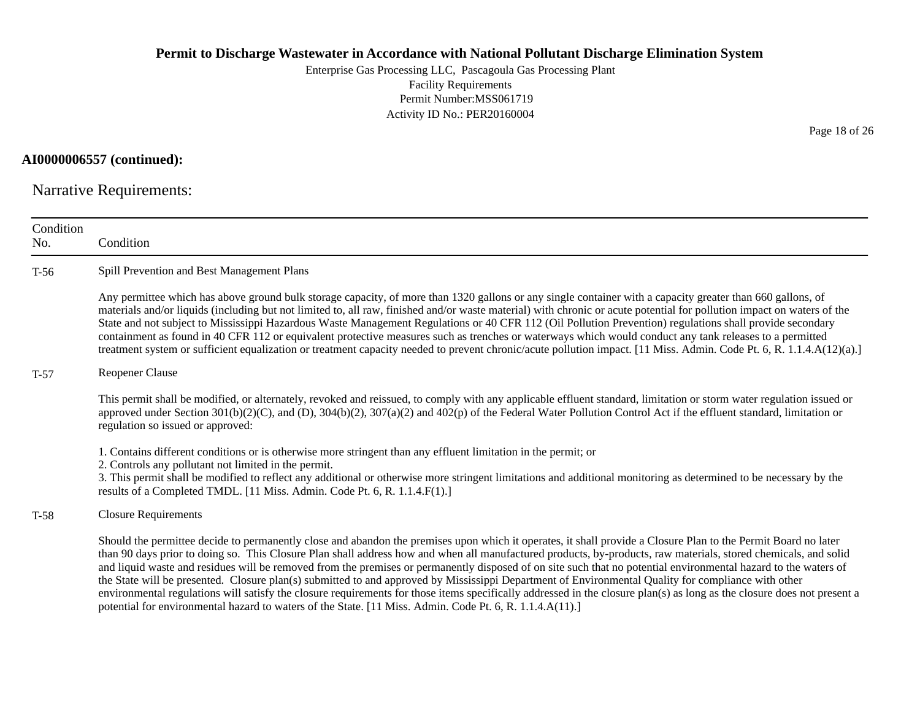**AI0000006557 (continued):**

## Narrative Requirements:

| Condition No. | Condition |
|---|---|
| T-56 | Spill Prevention and Best Management Plans<br><br>Any permittee which has above ground bulk storage capacity, of more than 1320 gallons or any single container with a capacity greater than 660 gallons, of materials and/or liquids (including but not limited to, all raw, finished and/or waste material) with chronic or acute potential for pollution impact on waters of the State and not subject to Mississippi Hazardous Waste Management Regulations or 40 CFR 112 (Oil Pollution Prevention) regulations shall provide secondary containment as found in 40 CFR 112 or equivalent protective measures such as trenches or waterways which would conduct any tank releases to a permitted treatment system or sufficient equalization or treatment capacity needed to prevent chronic/acute pollution impact. [11 Miss. Admin. Code Pt. 6, R. 1.1.4.A(12)(a).] |
| T-57 | Reopener Clause<br><br>This permit shall be modified, or alternately, revoked and reissued, to comply with any applicable effluent standard, limitation or storm water regulation issued or approved under Section 301(b)(2)(C), and (D), 304(b)(2), 307(a)(2) and 402(p) of the Federal Water Pollution Control Act if the effluent standard, limitation or regulation so issued or approved:<br><br>1. Contains different conditions or is otherwise more stringent than any effluent limitation in the permit; or<br>2. Controls any pollutant not limited in the permit.<br>3. This permit shall be modified to reflect any additional or otherwise more stringent limitations and additional monitoring as determined to be necessary by the results of a Completed TMDL. [11 Miss. Admin. Code Pt. 6, R. 1.1.4.F(1).] |
| T-58 | Closure Requirements<br><br>Should the permittee decide to permanently close and abandon the premises upon which it operates, it shall provide a Closure Plan to the Permit Board no later than 90 days prior to doing so. This Closure Plan shall address how and when all manufactured products, by-products, raw materials, stored chemicals, and solid and liquid waste and residues will be removed from the premises or permanently disposed of on site such that no potential environmental hazard to the waters of the State will be presented. Closure plan(s) submitted to and approved by Mississippi Department of Environmental Quality for compliance with other environmental regulations will satisfy the closure requirements for those items specifically addressed in the closure plan(s) as long as the closure does not present a potential for environmental hazard to waters of the State. [11 Miss. Admin. Code Pt. 6, R. 1.1.4.A(11).] |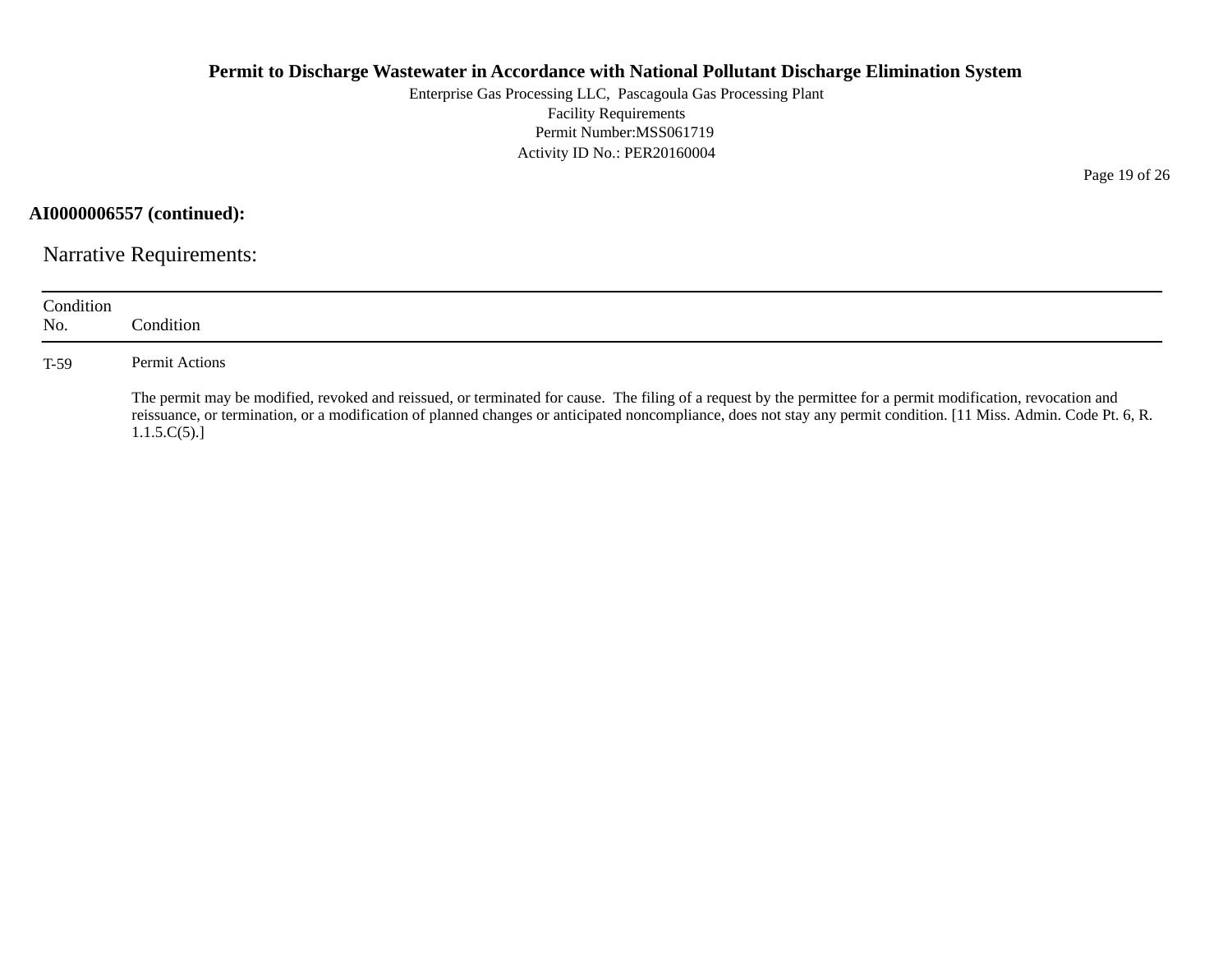**AI0000006557 (continued):**

## Narrative Requirements:

| Condition No. | Condition |
|---|---|
| T-59 | Permit Actions<br><br>The permit may be modified, revoked and reissued, or terminated for cause. The filing of a request by the permittee for a permit modification, revocation and reissuance, or termination, or a modification of planned changes or anticipated noncompliance, does not stay any permit condition. [11 Miss. Admin. Code Pt. 6, R. 1.1.5.C(5).] |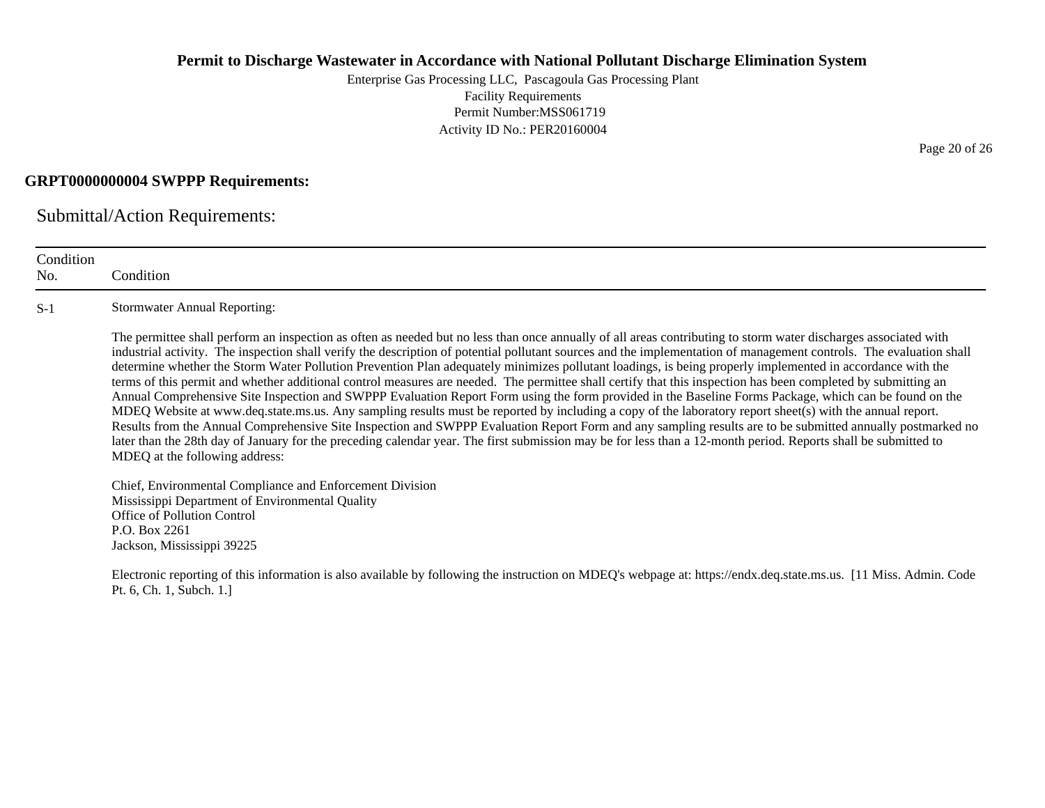## GRPT0000000004 SWPPP Requirements:

### Submittal/Action Requirements:

| Condition No. | Condition |
|---|---|
| S-1 | Stormwater Annual Reporting:<br><br>The permittee shall perform an inspection as often as needed but no less than once annually of all areas contributing to storm water discharges associated with industrial activity. The inspection shall verify the description of potential pollutant sources and the implementation of management controls. The evaluation shall determine whether the Storm Water Pollution Prevention Plan adequately minimizes pollutant loadings, is being properly implemented in accordance with the terms of this permit and whether additional control measures are needed. The permittee shall certify that this inspection has been completed by submitting an Annual Comprehensive Site Inspection and SWPPP Evaluation Report Form using the form provided in the Baseline Forms Package, which can be found on the MDEQ Website at www.deq.state.ms.us. Any sampling results must be reported by including a copy of the laboratory report sheet(s) with the annual report. Results from the Annual Comprehensive Site Inspection and SWPPP Evaluation Report Form and any sampling results are to be submitted annually postmarked no later than the 28th day of January for the preceding calendar year. The first submission may be for less than a 12-month period. Reports shall be submitted to MDEQ at the following address:<br><br>Chief, Environmental Compliance and Enforcement Division<br>Mississippi Department of Environmental Quality<br>Office of Pollution Control<br>P.O. Box 2261<br>Jackson, Mississippi 39225<br><br>Electronic reporting of this information is also available by following the instruction on MDEQ's webpage at: https://endx.deq.state.ms.us. [11 Miss. Admin. Code Pt. 6, Ch. 1, Subch. 1.] |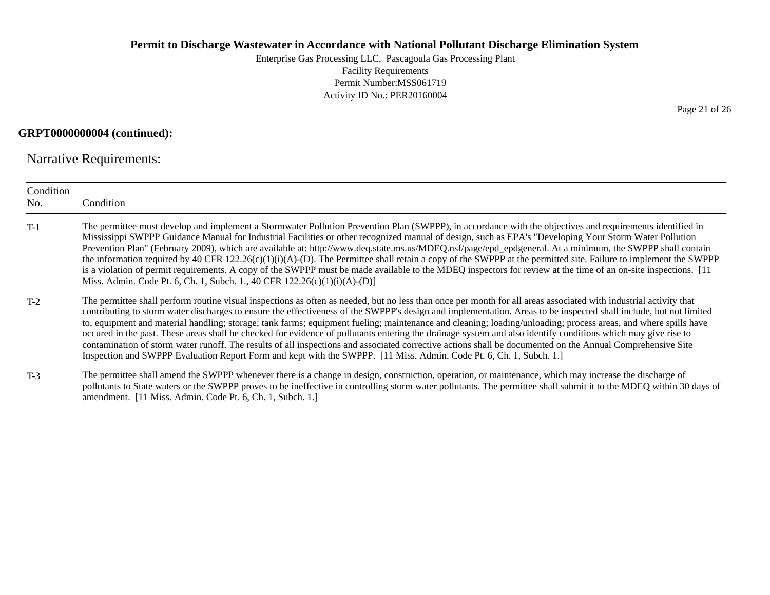**GRPT0000000004 (continued):**

## Narrative Requirements:

| Condition No. | Condition |
|---|---|
| T-1 | The permittee must develop and implement a Stormwater Pollution Prevention Plan (SWPPP), in accordance with the objectives and requirements identified in Mississippi SWPPP Guidance Manual for Industrial Facilities or other recognized manual of design, such as EPA's "Developing Your Storm Water Pollution Prevention Plan" (February 2009), which are available at: http://www.deq.state.ms.us/MDEQ.nsf/page/epd_epdgeneral. At a minimum, the SWPPP shall contain the information required by 40 CFR 122.26(c)(1)(i)(A)-(D). The Permittee shall retain a copy of the SWPPP at the permitted site. Failure to implement the SWPPP is a violation of permit requirements. A copy of the SWPPP must be made available to the MDEQ inspectors for review at the time of an on-site inspections. [11 Miss. Admin. Code Pt. 6, Ch. 1, Subch. 1., 40 CFR 122.26(c)(1)(i)(A)-(D)] |
| T-2 | The permittee shall perform routine visual inspections as often as needed, but no less than once per month for all areas associated with industrial activity that contributing to storm water discharges to ensure the effectiveness of the SWPPP's design and implementation. Areas to be inspected shall include, but not limited to, equipment and material handling; storage; tank farms; equipment fueling; maintenance and cleaning; loading/unloading; process areas, and where spills have occured in the past. These areas shall be checked for evidence of pollutants entering the drainage system and also identify conditions which may give rise to contamination of storm water runoff. The results of all inspections and associated corrective actions shall be documented on the Annual Comprehensive Site Inspection and SWPPP Evaluation Report Form and kept with the SWPPP. [11 Miss. Admin. Code Pt. 6, Ch. 1, Subch. 1.] |
| T-3 | The permittee shall amend the SWPPP whenever there is a change in design, construction, operation, or maintenance, which may increase the discharge of pollutants to State waters or the SWPPP proves to be ineffective in controlling storm water pollutants. The permittee shall submit it to the MDEQ within 30 days of amendment. [11 Miss. Admin. Code Pt. 6, Ch. 1, Subch. 1.] |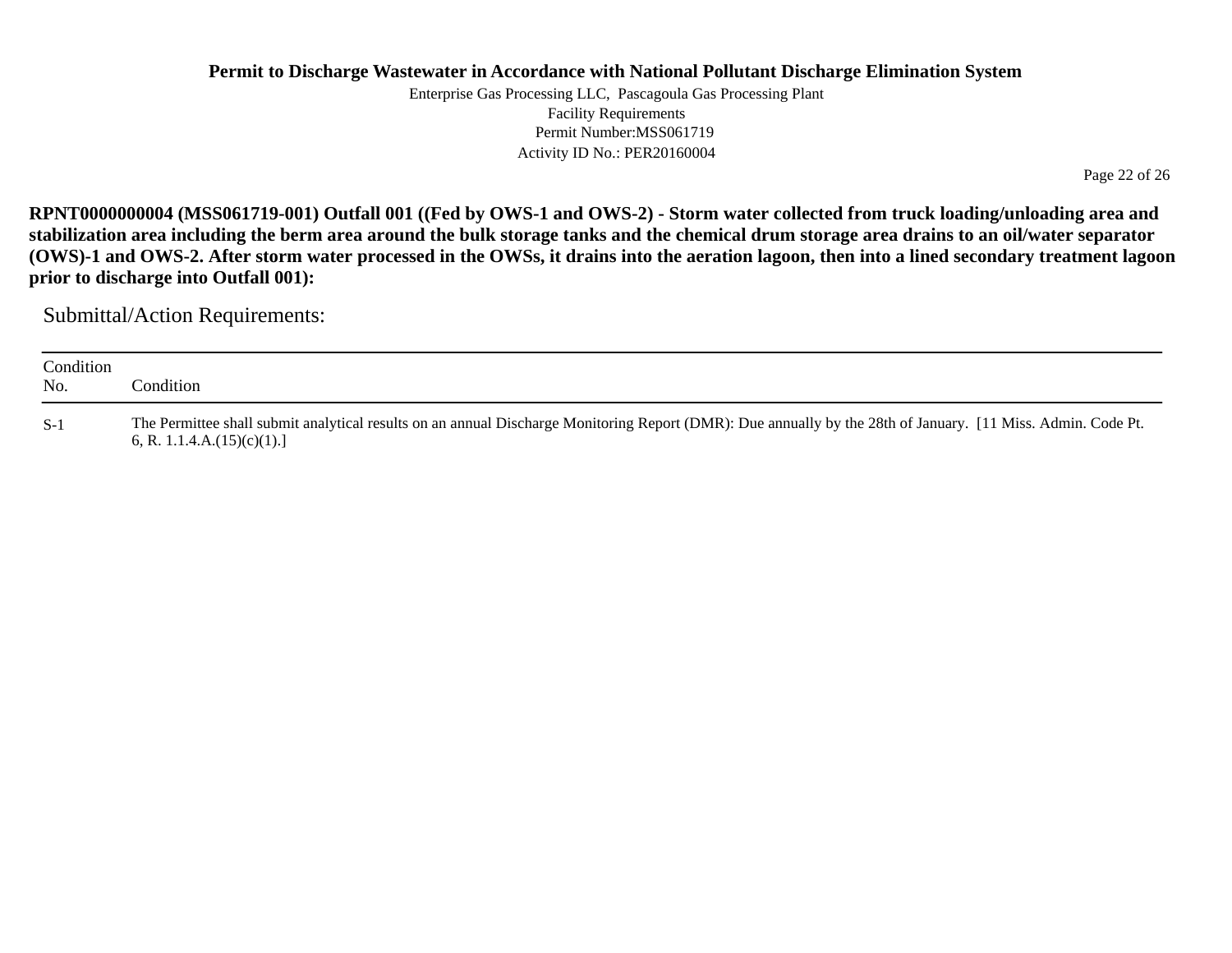**RPNT0000000004 (MSS061719-001) Outfall 001 ((Fed by OWS-1 and OWS-2) - Storm water collected from truck loading/unloading area and stabilization area including the berm area around the bulk storage tanks and the chemical drum storage area drains to an oil/water separator (OWS)-1 and OWS-2. After storm water processed in the OWSs, it drains into the aeration lagoon, then into a lined secondary treatment lagoon prior to discharge into Outfall 001):**

## Submittal/Action Requirements:

| Condition No. | Condition |
|---|---|
| S-1 | The Permittee shall submit analytical results on an annual Discharge Monitoring Report (DMR): Due annually by the 28th of January. [11 Miss. Admin. Code Pt. 6, R. 1.1.4.A.(15)(c)(1).] |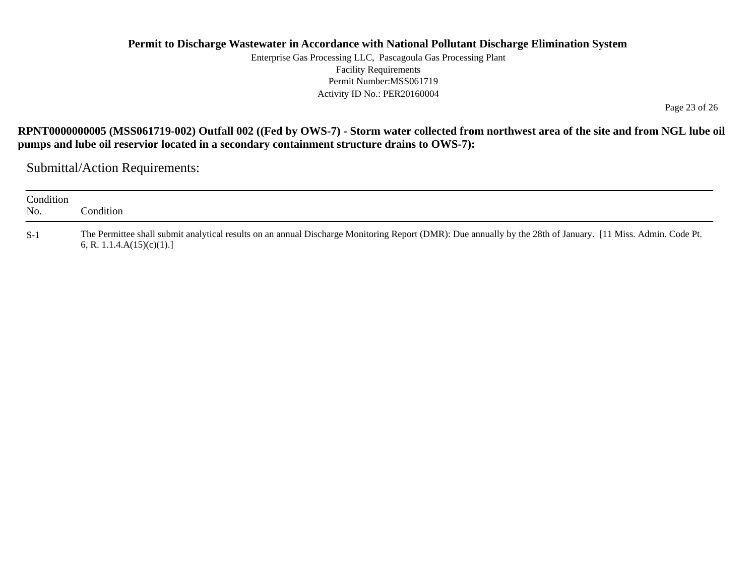**RPNT0000000005 (MSS061719-002) Outfall 002 ((Fed by OWS-7) - Storm water collected from northwest area of the site and from NGL lube oil pumps and lube oil reservior located in a secondary containment structure drains to OWS-7):**

## Submittal/Action Requirements:

| Condition No. | Condition |
|---|---|
| S-1 | The Permittee shall submit analytical results on an annual Discharge Monitoring Report (DMR): Due annually by the 28th of January. [11 Miss. Admin. Code Pt. 6, R. 1.1.4.A(15)(c)(1).] |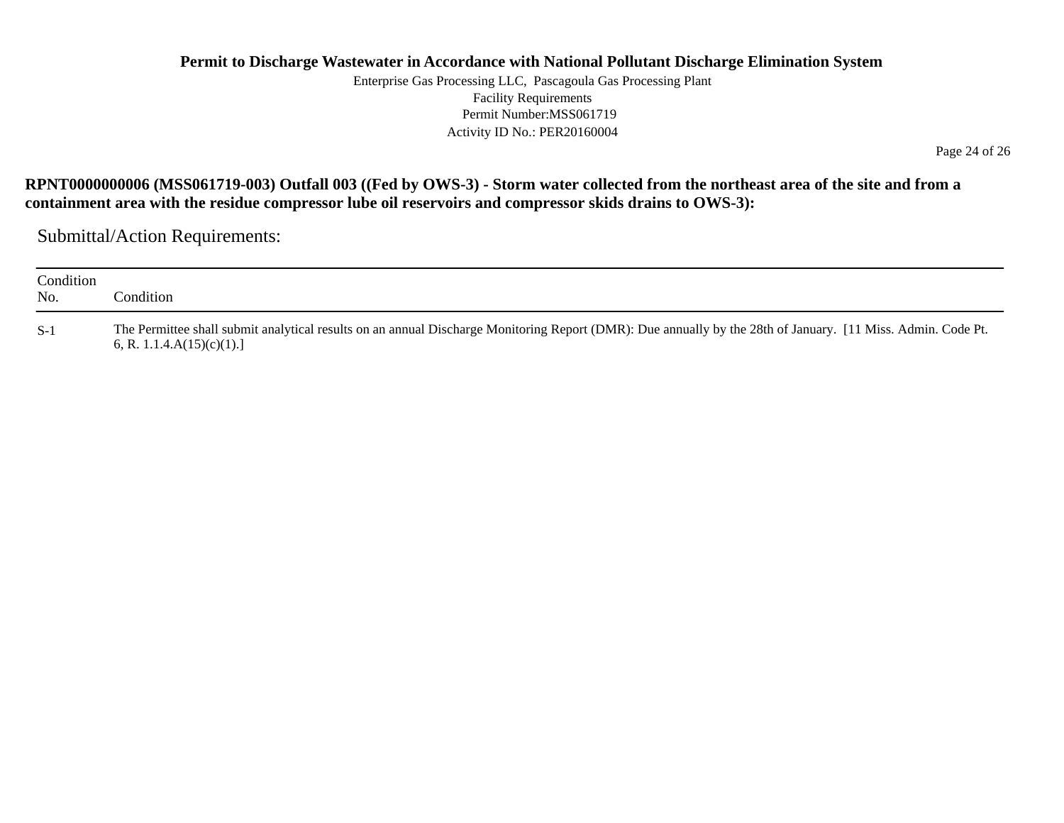**RPNT0000000006 (MSS061719-003) Outfall 003 ((Fed by OWS-3) - Storm water collected from the northeast area of the site and from a containment area with the residue compressor lube oil reservoirs and compressor skids drains to OWS-3):**

## Submittal/Action Requirements:

| Condition No. | Condition |
|---|---|
| S-1 | The Permittee shall submit analytical results on an annual Discharge Monitoring Report (DMR): Due annually by the 28th of January. [11 Miss. Admin. Code Pt. 6, R. 1.1.4.A(15)(c)(1).] |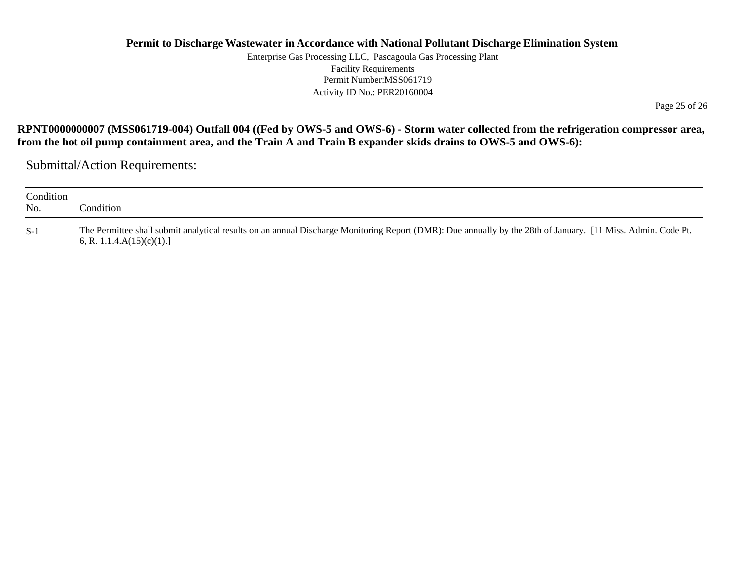**RPNT0000000007 (MSS061719-004) Outfall 004 ((Fed by OWS-5 and OWS-6) - Storm water collected from the refrigeration compressor area, from the hot oil pump containment area, and the Train A and Train B expander skids drains to OWS-5 and OWS-6):**

## Submittal/Action Requirements:

| Condition No. | Condition |
|---|---|
| S-1 | The Permittee shall submit analytical results on an annual Discharge Monitoring Report (DMR): Due annually by the 28th of January. [11 Miss. Admin. Code Pt. 6, R. 1.1.4.A(15)(c)(1).] |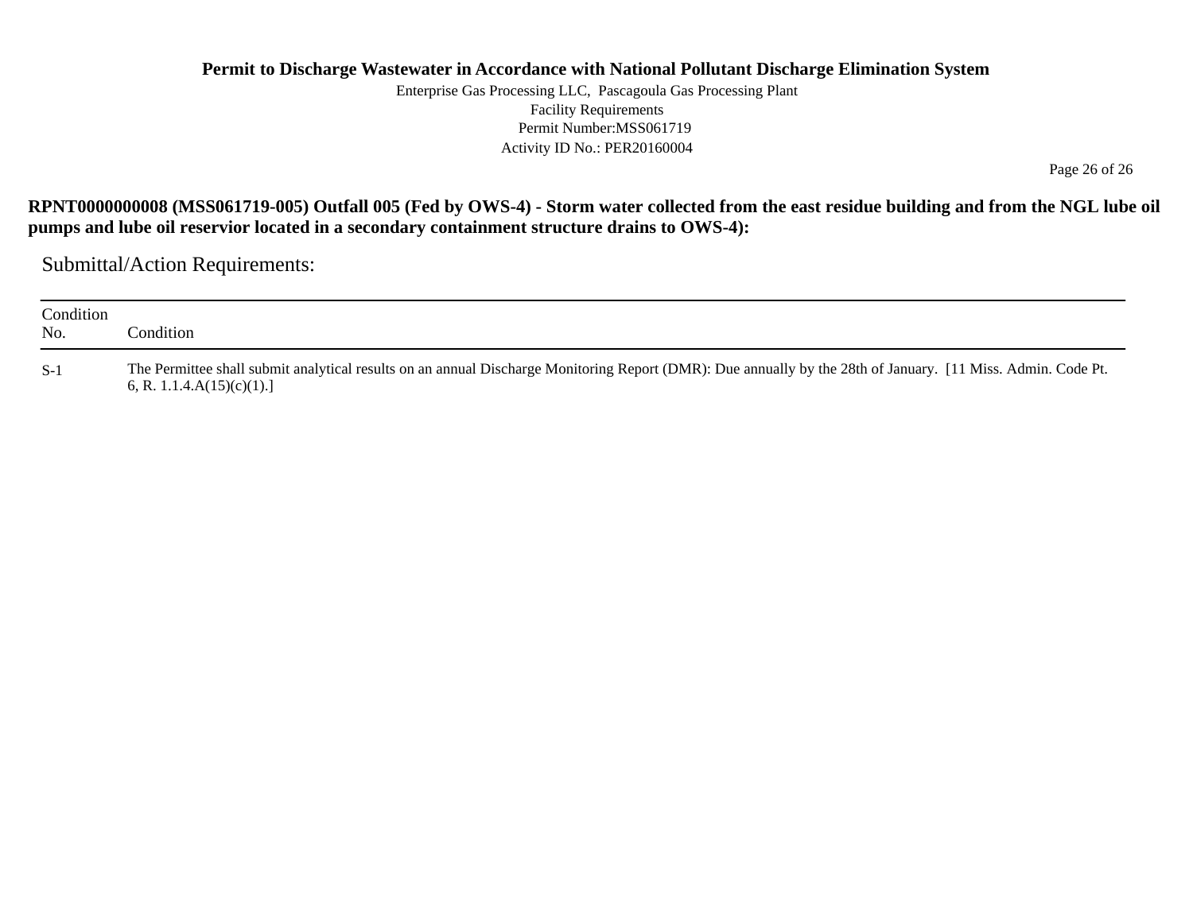**RPNT0000000008 (MSS061719-005) Outfall 005 (Fed by OWS-4) - Storm water collected from the east residue building and from the NGL lube oil pumps and lube oil reservior located in a secondary containment structure drains to OWS-4):**

## Submittal/Action Requirements:

| Condition No. | Condition |
|---|---|
| S-1 | The Permittee shall submit analytical results on an annual Discharge Monitoring Report (DMR): Due annually by the 28th of January. [11 Miss. Admin. Code Pt. 6, R. 1.1.4.A(15)(c)(1).] |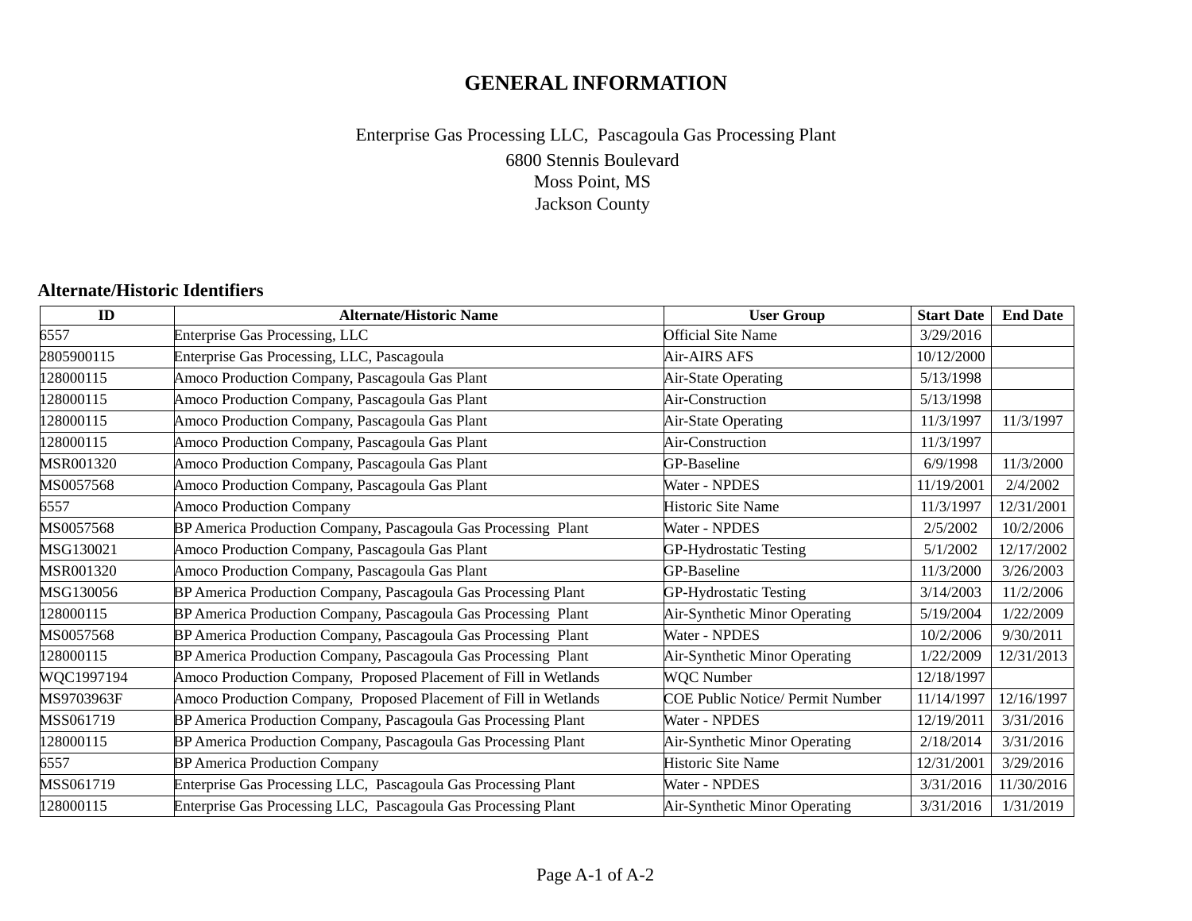# GENERAL INFORMATION

Enterprise Gas Processing LLC, Pascagoula Gas Processing Plant

6800 Stennis Boulevard
Moss Point, MS
Jackson County

### Alternate/Historic Identifiers

| ID | Alternate/Historic Name | User Group | Start Date | End Date |
|---|---|---|---|---|
| 6557 | Enterprise Gas Processing, LLC | Official Site Name | 3/29/2016 | |
| 2805900115 | Enterprise Gas Processing, LLC, Pascagoula | Air-AIRS AFS | 10/12/2000 | |
| 128000115 | Amoco Production Company, Pascagoula Gas Plant | Air-State Operating | 5/13/1998 | |
| 128000115 | Amoco Production Company, Pascagoula Gas Plant | Air-Construction | 5/13/1998 | |
| 128000115 | Amoco Production Company, Pascagoula Gas Plant | Air-State Operating | 11/3/1997 | 11/3/1997 |
| 128000115 | Amoco Production Company, Pascagoula Gas Plant | Air-Construction | 11/3/1997 | |
| MSR001320 | Amoco Production Company, Pascagoula Gas Plant | GP-Baseline | 6/9/1998 | 11/3/2000 |
| MS0057568 | Amoco Production Company, Pascagoula Gas Plant | Water - NPDES | 11/19/2001 | 2/4/2002 |
| 6557 | Amoco Production Company | Historic Site Name | 11/3/1997 | 12/31/2001 |
| MS0057568 | BP America Production Company, Pascagoula Gas Processing Plant | Water - NPDES | 2/5/2002 | 10/2/2006 |
| MSG130021 | Amoco Production Company, Pascagoula Gas Plant | GP-Hydrostatic Testing | 5/1/2002 | 12/17/2002 |
| MSR001320 | Amoco Production Company, Pascagoula Gas Plant | GP-Baseline | 11/3/2000 | 3/26/2003 |
| MSG130056 | BP America Production Company, Pascagoula Gas Processing Plant | GP-Hydrostatic Testing | 3/14/2003 | 11/2/2006 |
| 128000115 | BP America Production Company, Pascagoula Gas Processing Plant | Air-Synthetic Minor Operating | 5/19/2004 | 1/22/2009 |
| MS0057568 | BP America Production Company, Pascagoula Gas Processing Plant | Water - NPDES | 10/2/2006 | 9/30/2011 |
| 128000115 | BP America Production Company, Pascagoula Gas Processing Plant | Air-Synthetic Minor Operating | 1/22/2009 | 12/31/2013 |
| WQC1997194 | Amoco Production Company, Proposed Placement of Fill in Wetlands | WQC Number | 12/18/1997 | |
| MS9703963F | Amoco Production Company, Proposed Placement of Fill in Wetlands | COE Public Notice/ Permit Number | 11/14/1997 | 12/16/1997 |
| MSS061719 | BP America Production Company, Pascagoula Gas Processing Plant | Water - NPDES | 12/19/2011 | 3/31/2016 |
| 128000115 | BP America Production Company, Pascagoula Gas Processing Plant | Air-Synthetic Minor Operating | 2/18/2014 | 3/31/2016 |
| 6557 | BP America Production Company | Historic Site Name | 12/31/2001 | 3/29/2016 |
| MSS061719 | Enterprise Gas Processing LLC, Pascagoula Gas Processing Plant | Water - NPDES | 3/31/2016 | 11/30/2016 |
| 128000115 | Enterprise Gas Processing LLC, Pascagoula Gas Processing Plant | Air-Synthetic Minor Operating | 3/31/2016 | 1/31/2019 |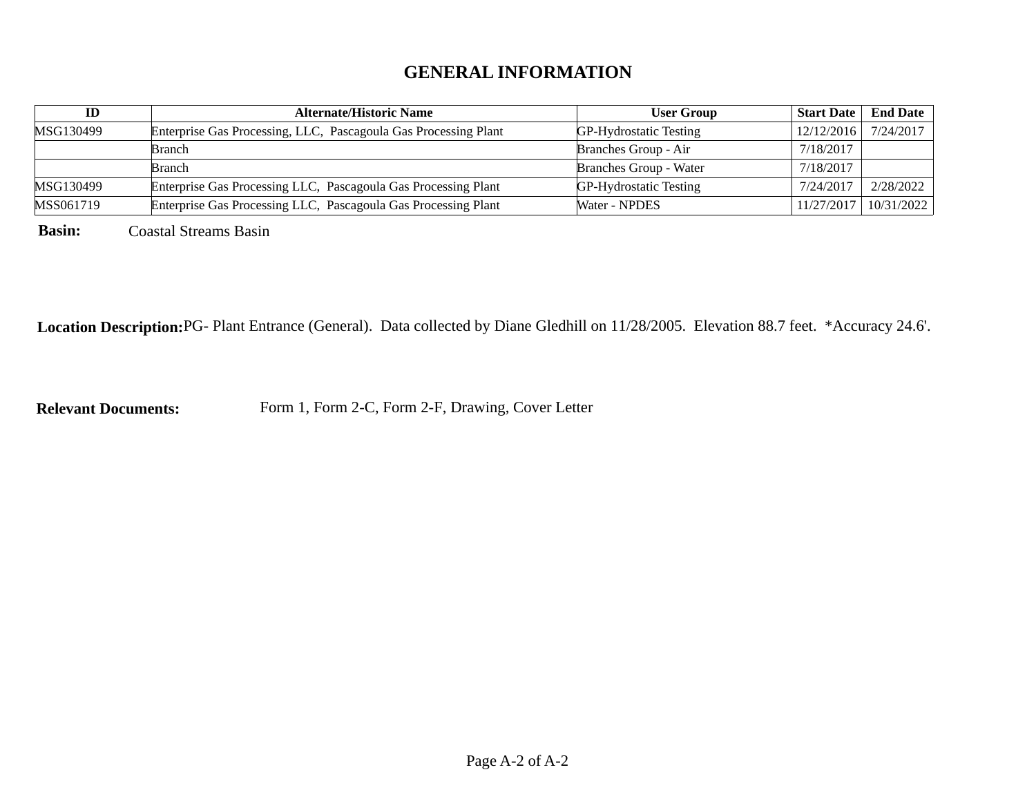# GENERAL INFORMATION

| ID | Alternate/Historic Name | User Group | Start Date | End Date |
|---|---|---|---|---|
| MSG130499 | Enterprise Gas Processing, LLC, Pascagoula Gas Processing Plant | GP-Hydrostatic Testing | 12/12/2016 | 7/24/2017 |
| | Branch | Branches Group - Air | 7/18/2017 | |
| | Branch | Branches Group - Water | 7/18/2017 | |
| MSG130499 | Enterprise Gas Processing LLC, Pascagoula Gas Processing Plant | GP-Hydrostatic Testing | 7/24/2017 | 2/28/2022 |
| MSS061719 | Enterprise Gas Processing LLC, Pascagoula Gas Processing Plant | Water - NPDES | 11/27/2017 | 10/31/2022 |

**Basin:** Coastal Streams Basin

**Location Description:** PG- Plant Entrance (General). Data collected by Diane Gledhill on 11/28/2005. Elevation 88.7 feet. *Accuracy 24.6'.

**Relevant Documents:** Form 1, Form 2-C, Form 2-F, Drawing, Cover Letter